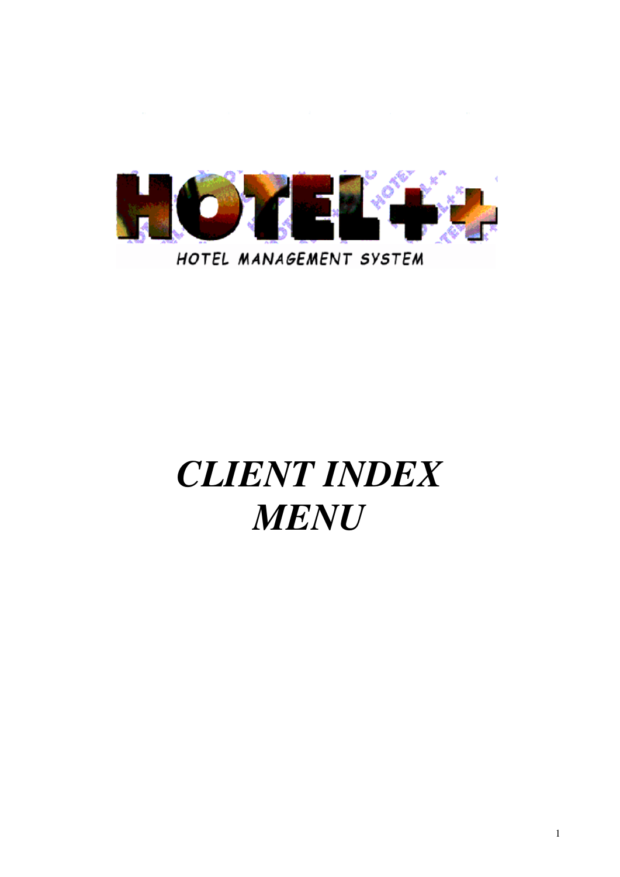HOTEL++

HOTEL MANAGEMENT SYSTEM

# *CLIENT INDEX MENU*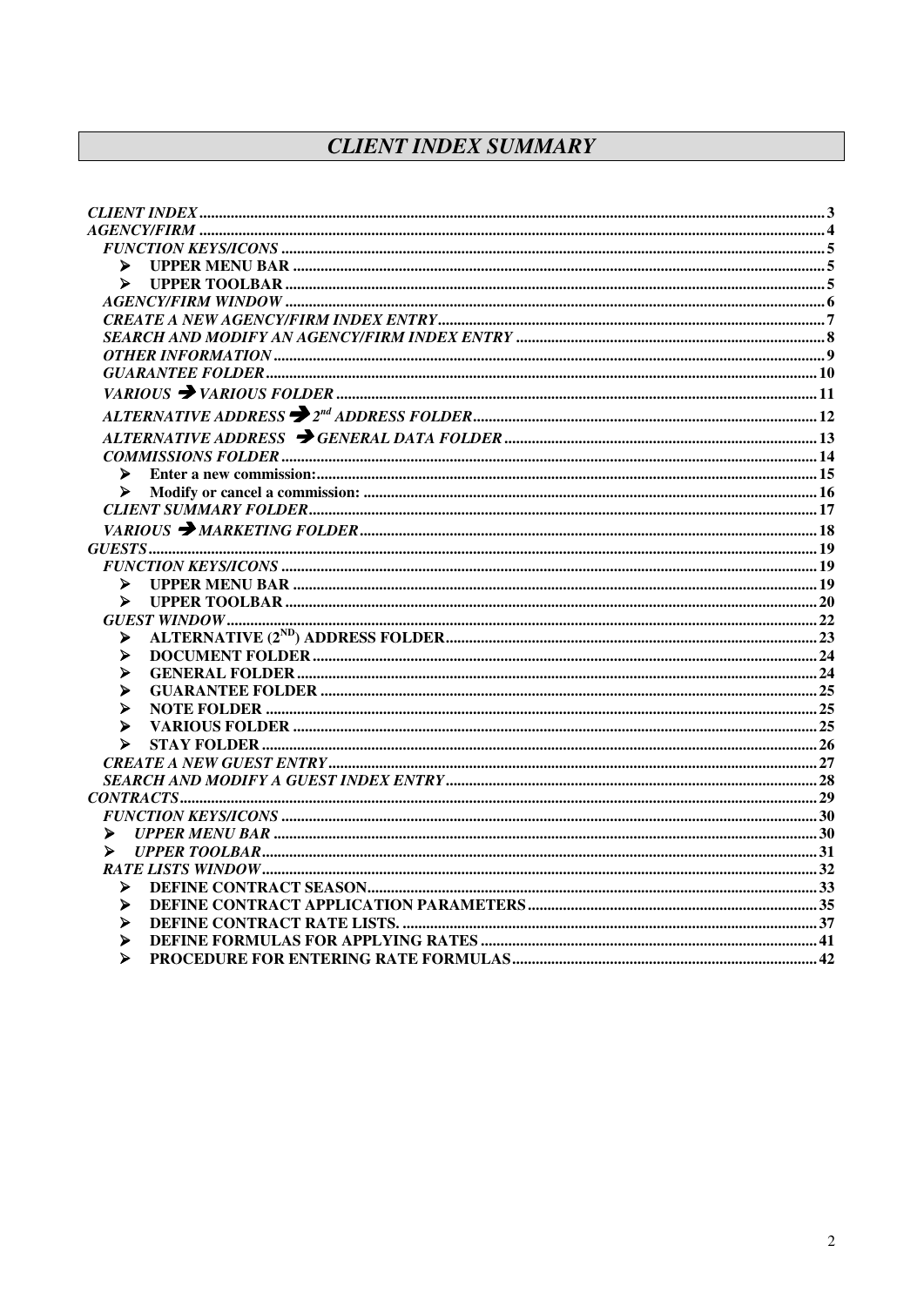# *CLIENT INDEX SUMMARY*

*CLIENT INDEX* ..... 3
*AGENCY/FIRM* ..... 4
- *FUNCTION KEYS/ICONS* ..... 5
  - ➢ **UPPER MENU BAR** ..... 5
  - ➢ **UPPER TOOLBAR** ..... 5
- *AGENCY/FIRM WINDOW* ..... 6
- *CREATE A NEW AGENCY/FIRM INDEX ENTRY* ..... 7
- *SEARCH AND MODIFY AN AGENCY/FIRM INDEX ENTRY* ..... 8
- *OTHER INFORMATION* ..... 9
- *GUARANTEE FOLDER* ..... 10
- *VARIOUS ➔ VARIOUS FOLDER* ..... 11
- *ALTERNATIVE ADDRESS ➔ 2nd ADDRESS FOLDER* ..... 12
- *ALTERNATIVE ADDRESS ➔ GENERAL DATA FOLDER* ..... 13
- *COMMISSIONS FOLDER* ..... 14
  - ➢ **Enter a new commission:** ..... 15
  - ➢ **Modify or cancel a commission:** ..... 16
- *CLIENT SUMMARY FOLDER* ..... 17
- *VARIOUS ➔ MARKETING FOLDER* ..... 18

*GUESTS* ..... 19
- *FUNCTION KEYS/ICONS* ..... 19
  - ➢ **UPPER MENU BAR** ..... 19
  - ➢ **UPPER TOOLBAR** ..... 20
- *GUEST WINDOW* ..... 22
  - ➢ **ALTERNATIVE (2ND) ADDRESS FOLDER** ..... 23
  - ➢ **DOCUMENT FOLDER** ..... 24
  - ➢ **GENERAL FOLDER** ..... 24
  - ➢ **GUARANTEE FOLDER** ..... 25
  - ➢ **NOTE FOLDER** ..... 25
  - ➢ **VARIOUS FOLDER** ..... 25
  - ➢ **STAY FOLDER** ..... 26
- *CREATE A NEW GUEST ENTRY* ..... 27
- *SEARCH AND MODIFY A GUEST INDEX ENTRY* ..... 28

*CONTRACTS* ..... 29
- *FUNCTION KEYS/ICONS* ..... 30
  - ➢ *UPPER MENU BAR* ..... 30
  - ➢ *UPPER TOOLBAR* ..... 31
- *RATE LISTS WINDOW* ..... 32
  - ➢ **DEFINE CONTRACT SEASON** ..... 33
  - ➢ **DEFINE CONTRACT APPLICATION PARAMETERS** ..... 35
  - ➢ **DEFINE CONTRACT RATE LISTS.** ..... 37
  - ➢ **DEFINE FORMULAS FOR APPLYING RATES** ..... 41
  - ➢ **PROCEDURE FOR ENTERING RATE FORMULAS** ..... 42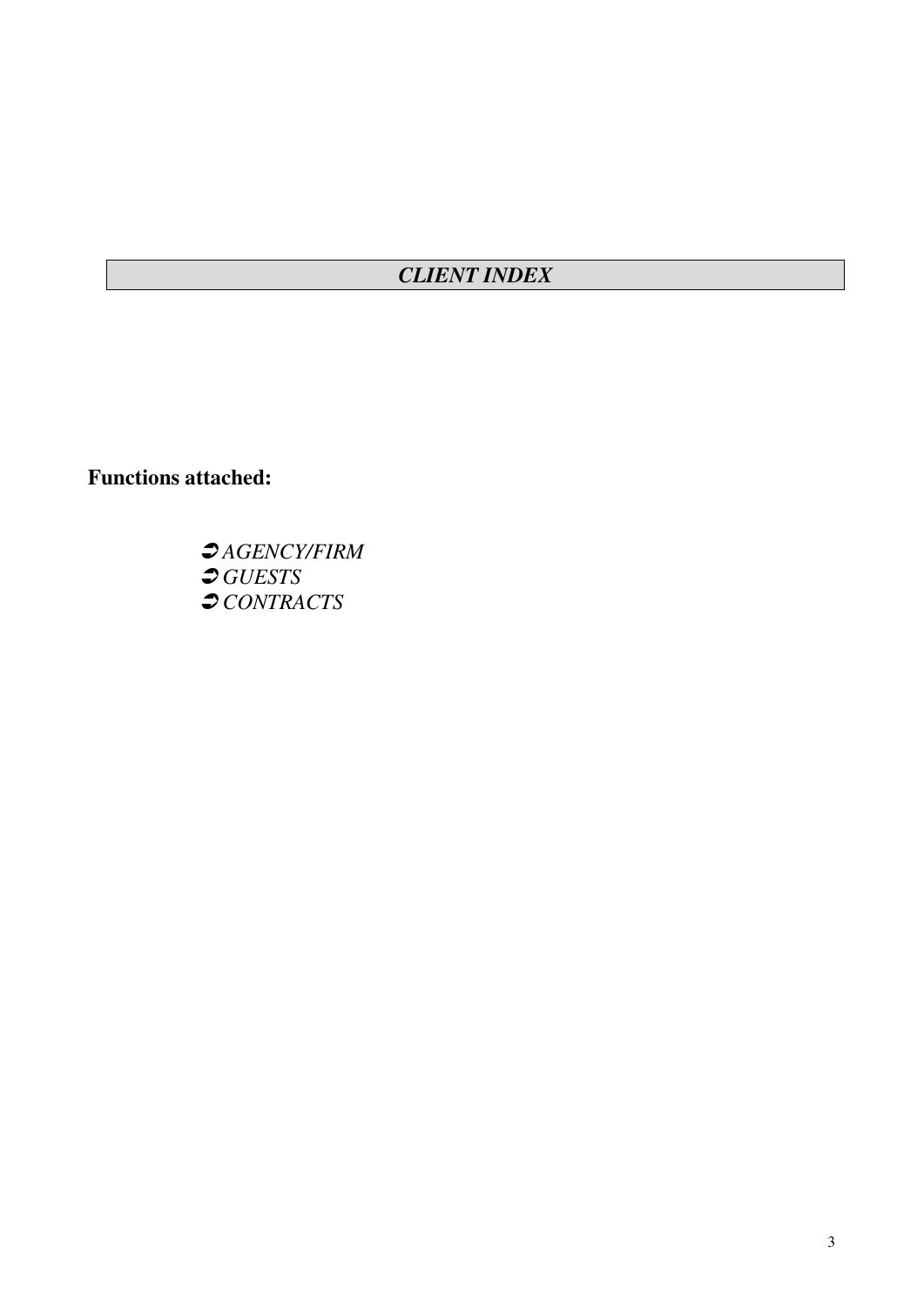# *CLIENT INDEX*

**Functions attached:**

- ➲ *AGENCY/FIRM*
- ➲ *GUESTS*
- ➲ *CONTRACTS*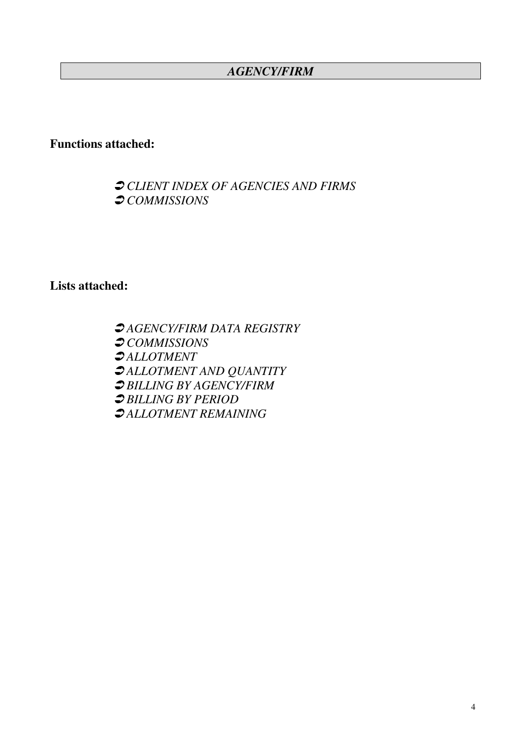## *AGENCY/FIRM*

**Functions attached:**

- ➲ *CLIENT INDEX OF AGENCIES AND FIRMS*
- ➲ *COMMISSIONS*

**Lists attached:**

- ➲ *AGENCY/FIRM DATA REGISTRY*
- ➲ *COMMISSIONS*
- ➲ *ALLOTMENT*
- ➲ *ALLOTMENT AND QUANTITY*
- ➲ *BILLING BY AGENCY/FIRM*
- ➲ *BILLING BY PERIOD*
- ➲ *ALLOTMENT REMAINING*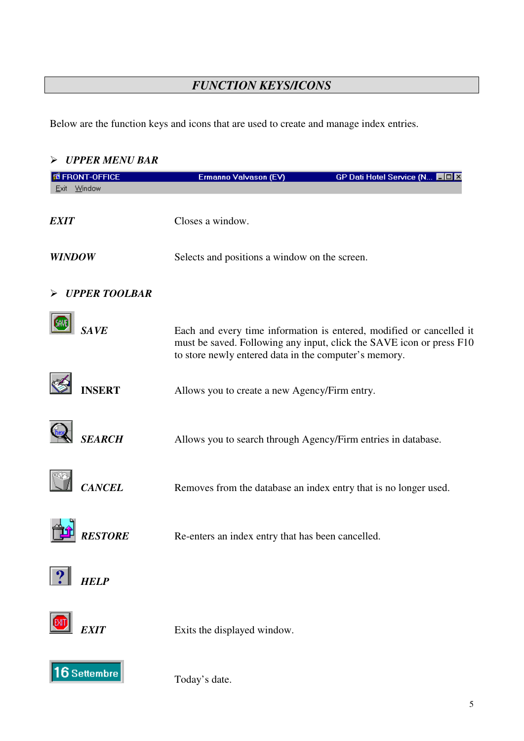# *FUNCTION KEYS/ICONS*

Below are the function keys and icons that are used to create and manage index entries.

- ***UPPER MENU BAR***

***EXIT*** Closes a window.

***WINDOW*** Selects and positions a window on the screen.

- ***UPPER TOOLBAR***

***SAVE*** Each and every time information is entered, modified or cancelled it must be saved. Following any input, click the SAVE icon or press F10 to store newly entered data in the computer's memory.

**INSERT** Allows you to create a new Agency/Firm entry.

***SEARCH*** Allows you to search through Agency/Firm entries in database.

***CANCEL*** Removes from the database an index entry that is no longer used.

***RESTORE*** Re-enters an index entry that has been cancelled.

***HELP***

***EXIT*** Exits the displayed window.

Today's date.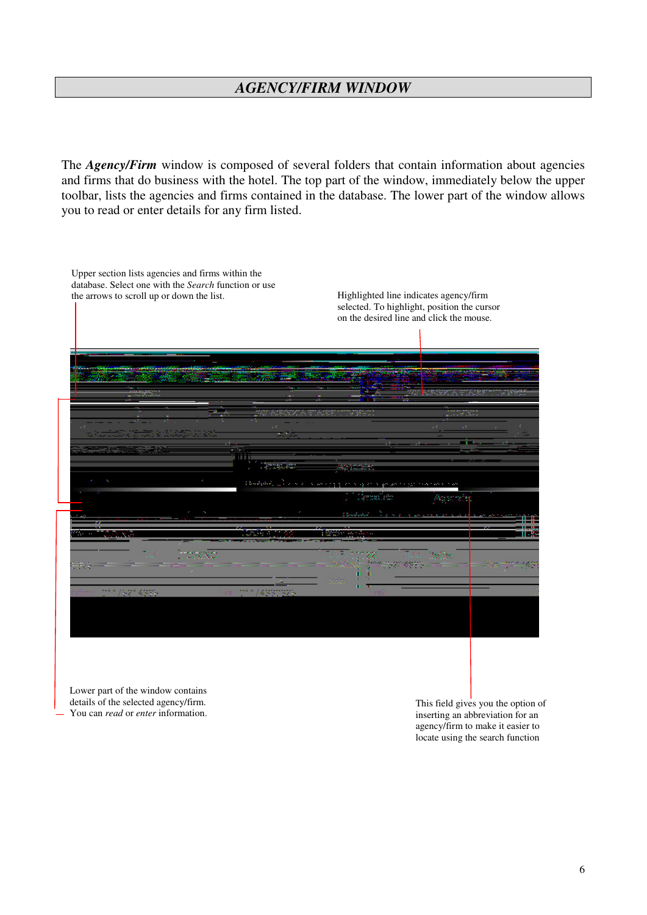# *AGENCY/FIRM WINDOW*

The ***Agency/Firm*** window is composed of several folders that contain information about agencies and firms that do business with the hotel. The top part of the window, immediately below the upper toolbar, lists the agencies and firms contained in the database. The lower part of the window allows you to read or enter details for any firm listed.

Upper section lists agencies and firms within the database. Select one with the *Search* function or use the arrows to scroll up or down the list.

Highlighted line indicates agency/firm selected. To highlight, position the cursor on the desired line and click the mouse.

Lower part of the window contains details of the selected agency/firm. You can *read* or *enter* information.

This field gives you the option of inserting an abbreviation for an agency/firm to make it easier to locate using the search function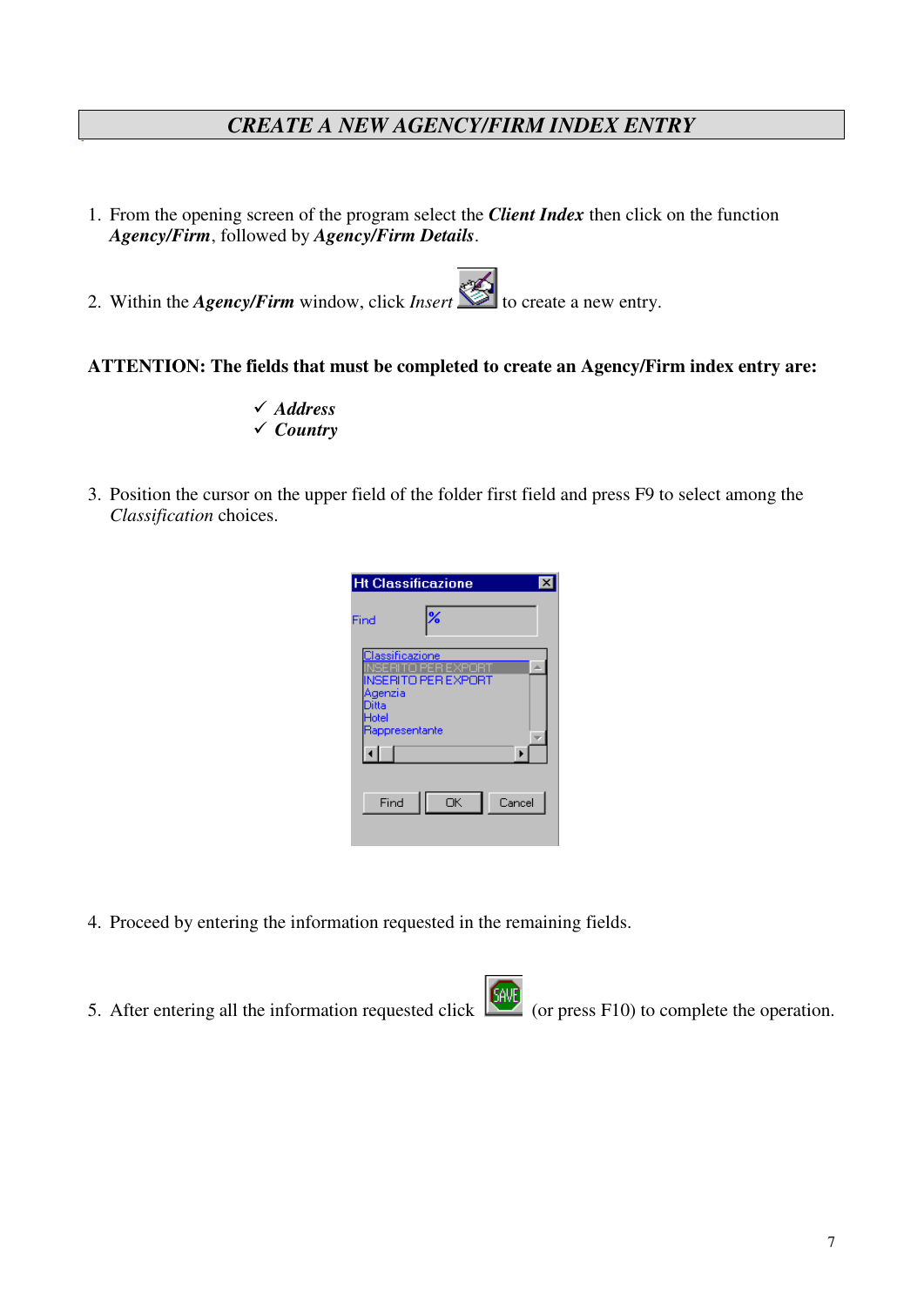# *CREATE A NEW AGENCY/FIRM INDEX ENTRY*

1. From the opening screen of the program select the ***Client Index*** then click on the function ***Agency/Firm***, followed by ***Agency/Firm Details***.

2. Within the ***Agency/Firm*** window, click *Insert* to create a new entry.

**ATTENTION: The fields that must be completed to create an Agency/Firm index entry are:**

- ✓ ***Address***
- ✓ ***Country***

3. Position the cursor on the upper field of the folder first field and press F9 to select among the *Classification* choices.

4. Proceed by entering the information requested in the remaining fields.

5. After entering all the information requested click (or press F10) to complete the operation.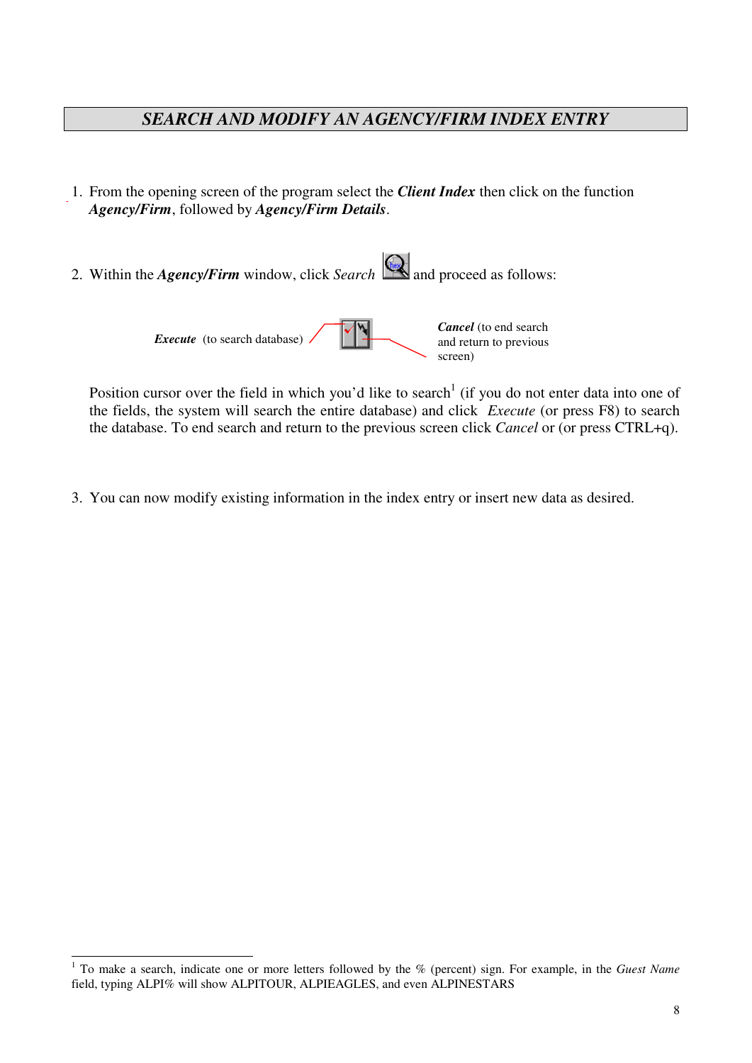## *SEARCH AND MODIFY AN AGENCY/FIRM INDEX ENTRY*

1. From the opening screen of the program select the ***Client Index*** then click on the function ***Agency/Firm***, followed by ***Agency/Firm Details***.

2. Within the ***Agency/Firm*** window, click *Search* and proceed as follows:

   ***Execute*** (to search database)

   ***Cancel*** (to end search and return to previous screen)

   Position cursor over the field in which you'd like to search[1] (if you do not enter data into one of the fields, the system will search the entire database) and click *Execute* (or press F8) to search the database. To end search and return to the previous screen click *Cancel* or (or press CTRL+q).

3. You can now modify existing information in the index entry or insert new data as desired.

---

[1] To make a search, indicate one or more letters followed by the % (percent) sign. For example, in the *Guest Name* field, typing ALPI% will show ALPITOUR, ALPIEAGLES, and even ALPINESTARS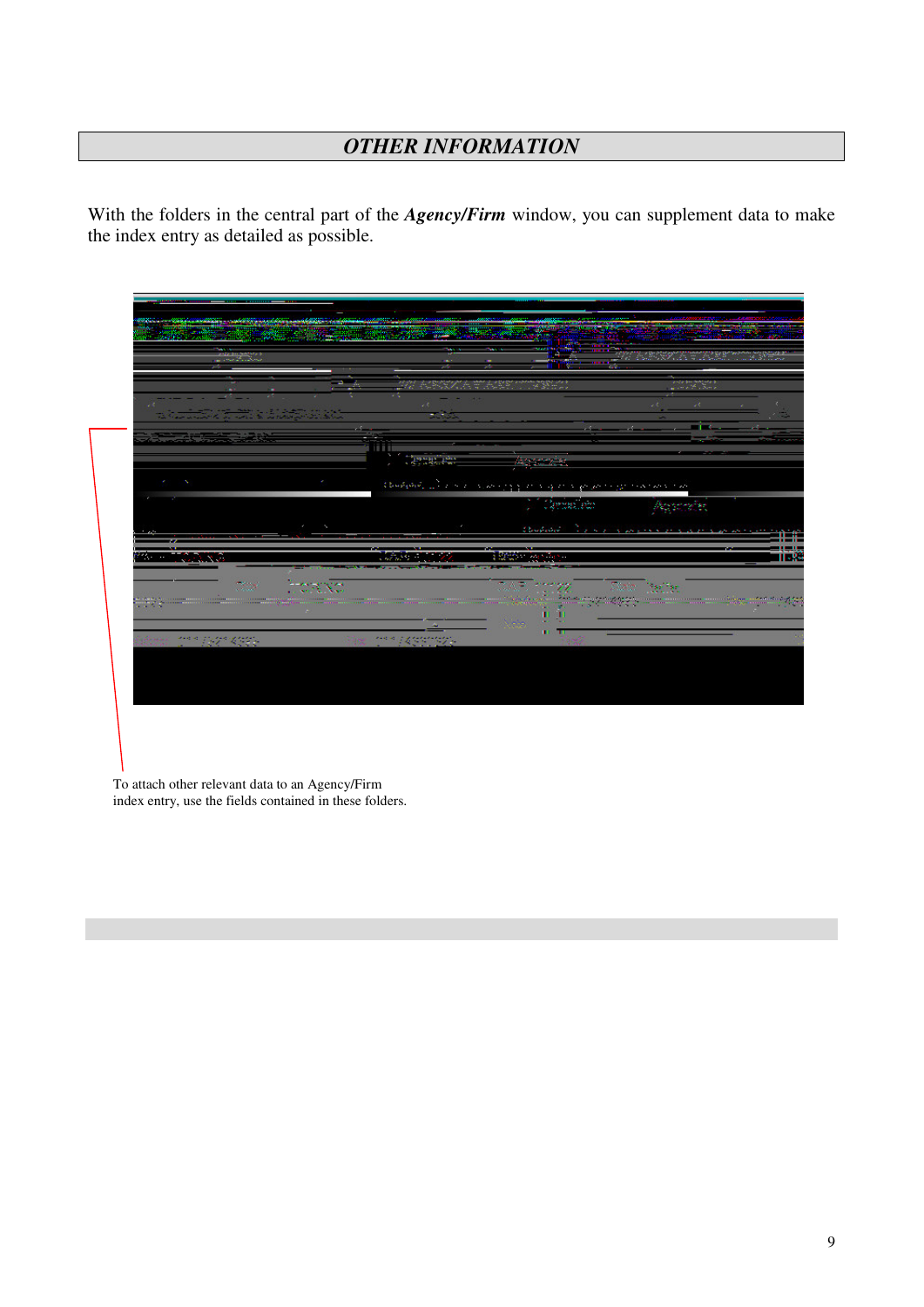## *OTHER INFORMATION*

With the folders in the central part of the ***Agency/Firm*** window, you can supplement data to make the index entry as detailed as possible.

To attach other relevant data to an Agency/Firm index entry, use the fields contained in these folders.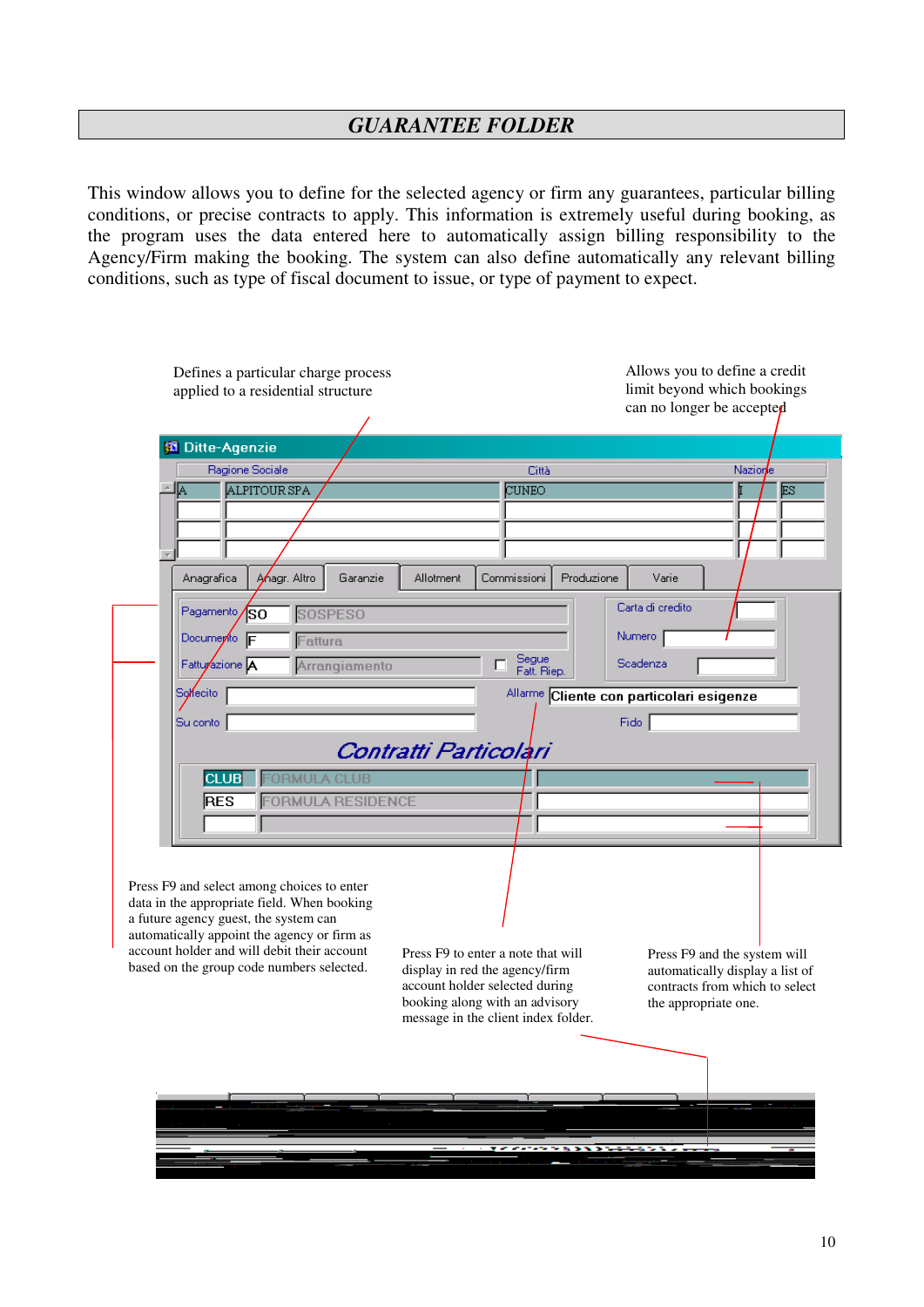## *GUARANTEE FOLDER*

This window allows you to define for the selected agency or firm any guarantees, particular billing conditions, or precise contracts to apply. This information is extremely useful during booking, as the program uses the data entered here to automatically assign billing responsibility to the Agency/Firm making the booking. The system can also define automatically any relevant billing conditions, such as type of fiscal document to issue, or type of payment to expect.

Defines a particular charge process applied to a residential structure

Allows you to define a credit limit beyond which bookings can no longer be accepted

Ditte-Agenzie

| Ragione Sociale | | Città | Nazione | |
|---|---|---|---|---|
| A | ALPITOUR SPA | CUNEO | I | ES |

Anagrafica | Anagr. Altro | Garanzie | Allotment | Commissioni | Produzione | Varie

Pagamento SO SOSPESO

Documento F Fattura

Fatturazione A Arrangiamento

Segue Fatt. Riep.

Carta di credito

Numero

Scadenza

Sollecito

Su conto

Allarme Cliente con particolari esigenze

Fido

*Contratti Particolari*

CLUB FORMULA CLUB

RES FORMULA RESIDENCE

Press F9 and select among choices to enter data in the appropriate field. When booking a future agency guest, the system can automatically appoint the agency or firm as account holder and will debit their account based on the group code numbers selected.

Press F9 to enter a note that will display in red the agency/firm account holder selected during booking along with an advisory message in the client index folder.

Press F9 and the system will automatically display a list of contracts from which to select the appropriate one.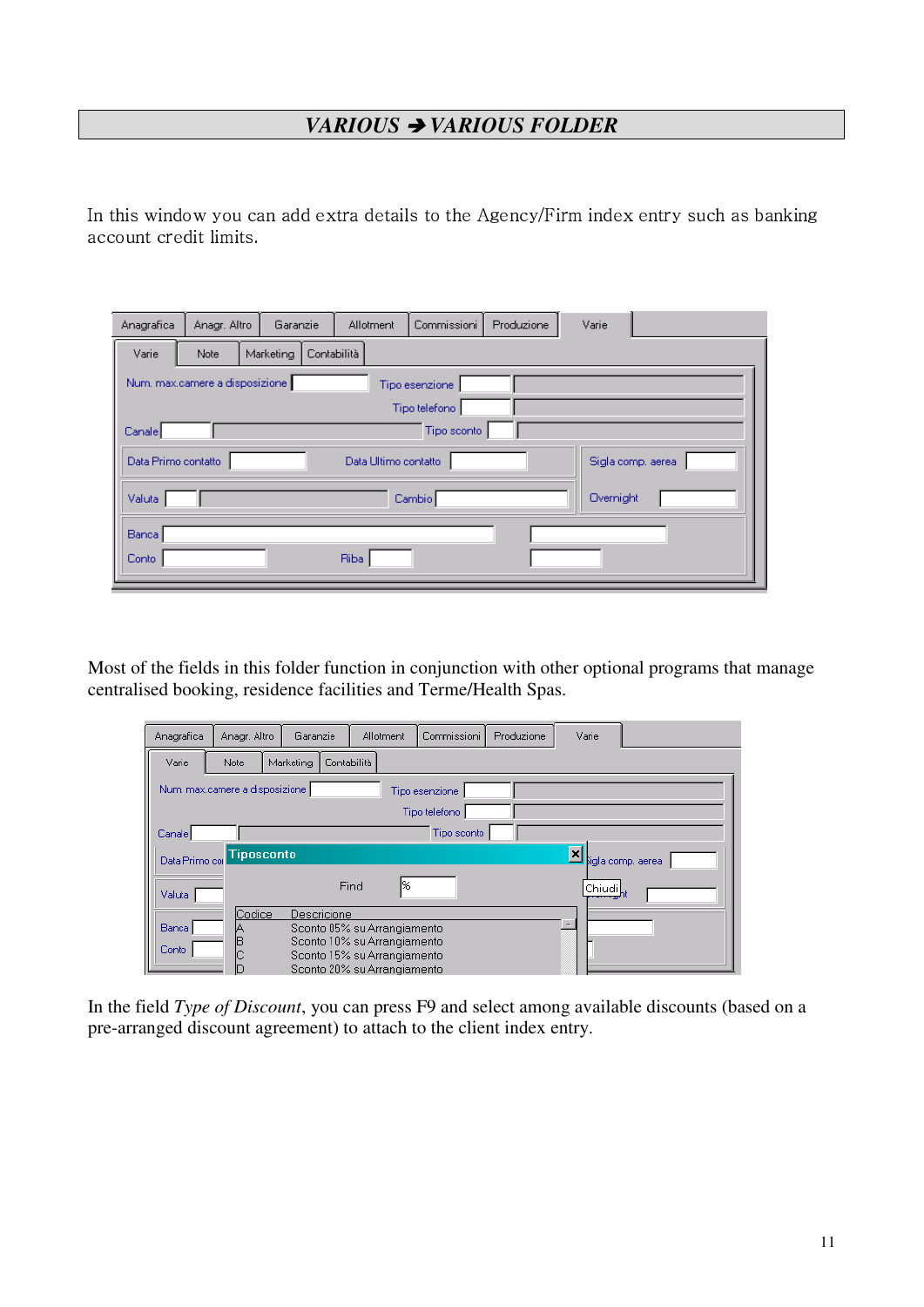## *VARIOUS ➔ VARIOUS FOLDER*

In this window you can add extra details to the Agency/Firm index entry such as banking account credit limits.

Most of the fields in this folder function in conjunction with other optional programs that manage centralised booking, residence facilities and Terme/Health Spas.

In the field *Type of Discount*, you can press F9 and select among available discounts (based on a pre-arranged discount agreement) to attach to the client index entry.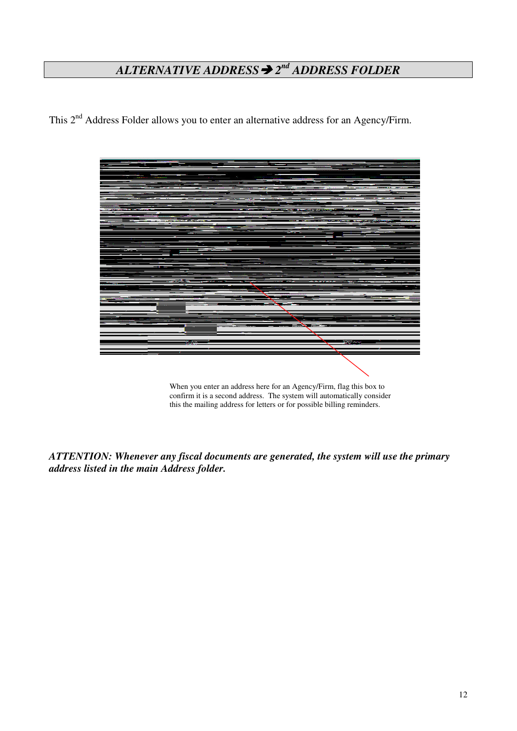## *ALTERNATIVE ADDRESS ➔ 2nd ADDRESS FOLDER*

This 2nd Address Folder allows you to enter an alternative address for an Agency/Firm.

When you enter an address here for an Agency/Firm, flag this box to confirm it is a second address. The system will automatically consider this the mailing address for letters or for possible billing reminders.

***ATTENTION: Whenever any fiscal documents are generated, the system will use the primary address listed in the main Address folder.***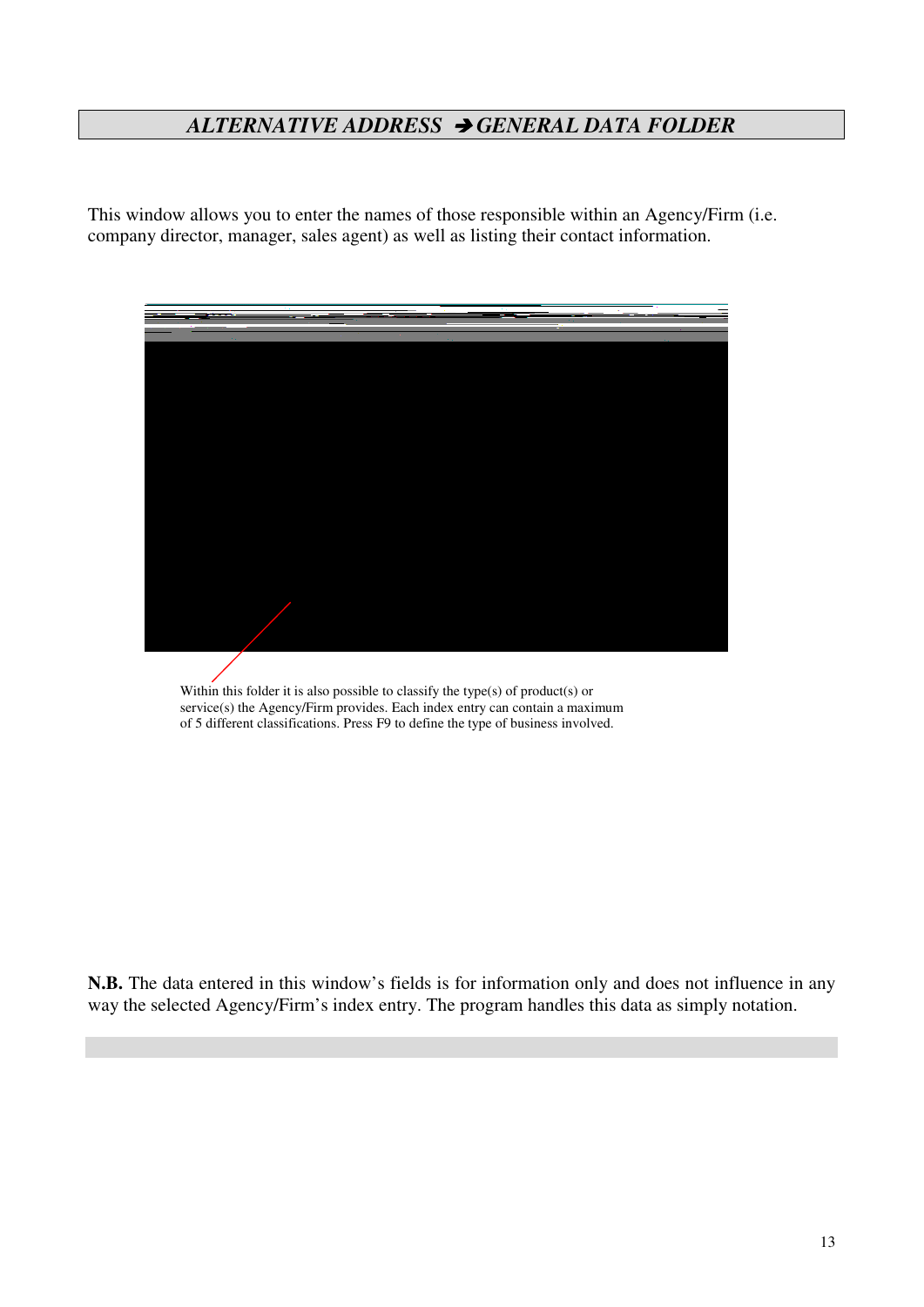## *ALTERNATIVE ADDRESS ➔GENERAL DATA FOLDER*

This window allows you to enter the names of those responsible within an Agency/Firm (i.e. company director, manager, sales agent) as well as listing their contact information.

Within this folder it is also possible to classify the type(s) of product(s) or service(s) the Agency/Firm provides. Each index entry can contain a maximum of 5 different classifications. Press F9 to define the type of business involved.

**N.B.** The data entered in this window's fields is for information only and does not influence in any way the selected Agency/Firm's index entry. The program handles this data as simply notation.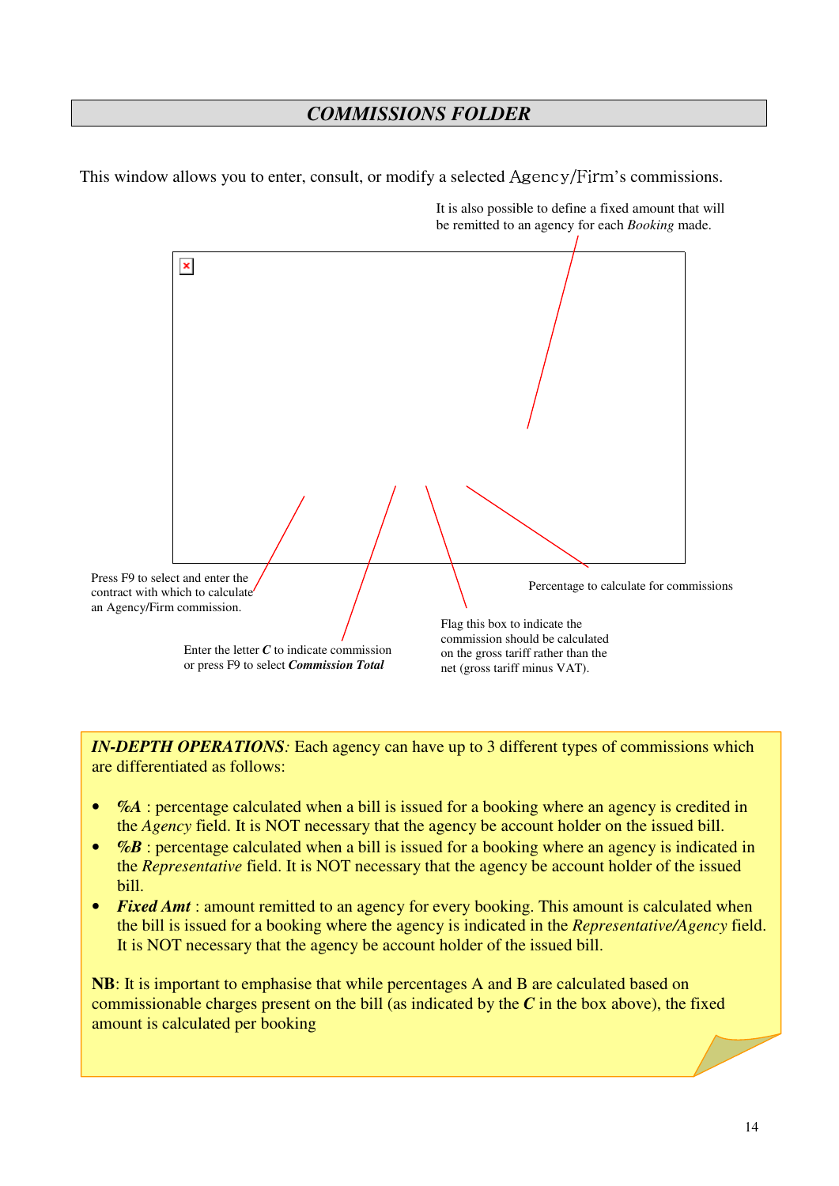## *COMMISSIONS FOLDER*

This window allows you to enter, consult, or modify a selected Agency/Firm's commissions.

It is also possible to define a fixed amount that will be remitted to an agency for each *Booking* made.

Press F9 to select and enter the contract with which to calculate an Agency/Firm commission.

Percentage to calculate for commissions

Flag this box to indicate the commission should be calculated on the gross tariff rather than the net (gross tariff minus VAT).

Enter the letter ***C*** to indicate commission or press F9 to select ***Commission Total***

***IN-DEPTH OPERATIONS****:* Each agency can have up to 3 different types of commissions which are differentiated as follows:

- ***%A*** : percentage calculated when a bill is issued for a booking where an agency is credited in the *Agency* field. It is NOT necessary that the agency be account holder on the issued bill.
- ***%B*** : percentage calculated when a bill is issued for a booking where an agency is indicated in the *Representative* field. It is NOT necessary that the agency be account holder of the issued bill.
- ***Fixed Amt*** : amount remitted to an agency for every booking. This amount is calculated when the bill is issued for a booking where the agency is indicated in the *Representative/Agency* field. It is NOT necessary that the agency be account holder of the issued bill.

**NB**: It is important to emphasise that while percentages A and B are calculated based on commissionable charges present on the bill (as indicated by the ***C*** in the box above), the fixed amount is calculated per booking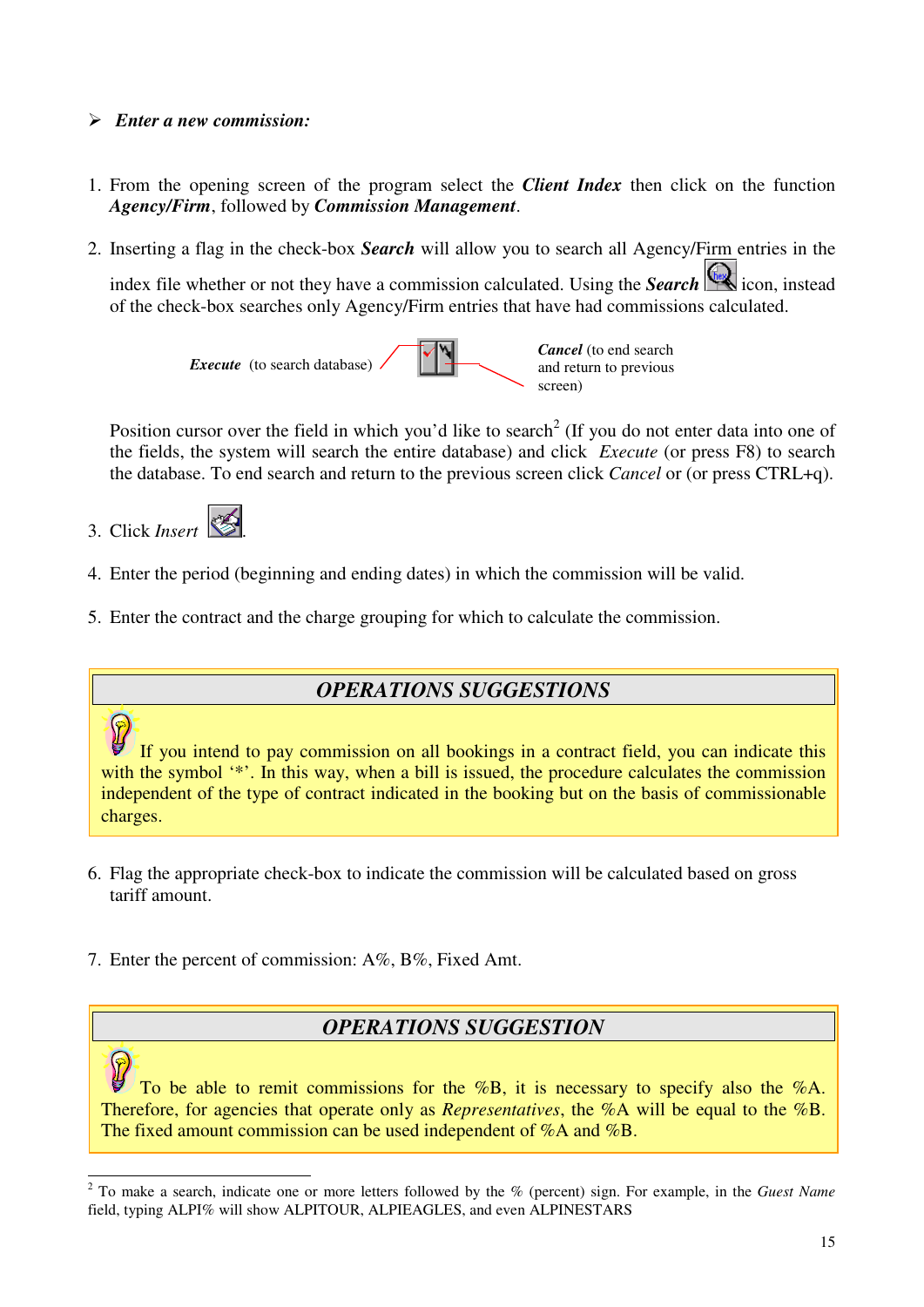- ***Enter a new commission:***

1. From the opening screen of the program select the ***Client Index*** then click on the function ***Agency/Firm***, followed by ***Commission Management***.

2. Inserting a flag in the check-box ***Search*** will allow you to search all Agency/Firm entries in the index file whether or not they have a commission calculated. Using the ***Search*** icon, instead of the check-box searches only Agency/Firm entries that have had commissions calculated.

   ***Execute*** (to search database) — ***Cancel*** (to end search and return to previous screen)

   Position cursor over the field in which you'd like to search[2] (If you do not enter data into one of the fields, the system will search the entire database) and click *Execute* (or press F8) to search the database. To end search and return to the previous screen click *Cancel* or (or press CTRL+q).

3. Click *Insert* .

4. Enter the period (beginning and ending dates) in which the commission will be valid.

5. Enter the contract and the charge grouping for which to calculate the commission.

> ***OPERATIONS SUGGESTIONS***
>
> If you intend to pay commission on all bookings in a contract field, you can indicate this with the symbol '*'. In this way, when a bill is issued, the procedure calculates the commission independent of the type of contract indicated in the booking but on the basis of commissionable charges.

6. Flag the appropriate check-box to indicate the commission will be calculated based on gross tariff amount.

7. Enter the percent of commission: A%, B%, Fixed Amt.

> ***OPERATIONS SUGGESTION***
>
> To be able to remit commissions for the %B, it is necessary to specify also the %A. Therefore, for agencies that operate only as *Representatives*, the %A will be equal to the %B. The fixed amount commission can be used independent of %A and %B.

---

[2] To make a search, indicate one or more letters followed by the % (percent) sign. For example, in the *Guest Name* field, typing ALPI% will show ALPITOUR, ALPIEAGLES, and even ALPINESTARS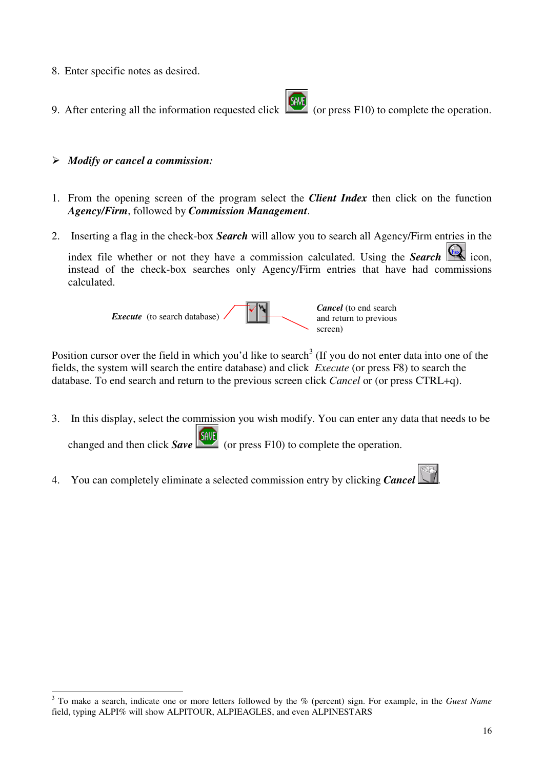8. Enter specific notes as desired.

9. After entering all the information requested click (or press F10) to complete the operation.

➢ ***Modify or cancel a commission:***

1. From the opening screen of the program select the ***Client Index*** then click on the function ***Agency/Firm***, followed by ***Commission Management***.

2. Inserting a flag in the check-box ***Search*** will allow you to search all Agency/Firm entries in the index file whether or not they have a commission calculated. Using the ***Search*** icon, instead of the check-box searches only Agency/Firm entries that have had commissions calculated.

***Execute*** (to search database) ***Cancel*** (to end search and return to previous screen)

Position cursor over the field in which you'd like to search[3] (If you do not enter data into one of the fields, the system will search the entire database) and click *Execute* (or press F8) to search the database. To end search and return to the previous screen click *Cancel* or (or press CTRL+q).

3. In this display, select the commission you wish modify. You can enter any data that needs to be changed and then click ***Save*** (or press F10) to complete the operation.

4. You can completely eliminate a selected commission entry by clicking ***Cancel***.

---

[3] To make a search, indicate one or more letters followed by the % (percent) sign. For example, in the *Guest Name* field, typing ALPI% will show ALPITOUR, ALPIEAGLES, and even ALPINESTARS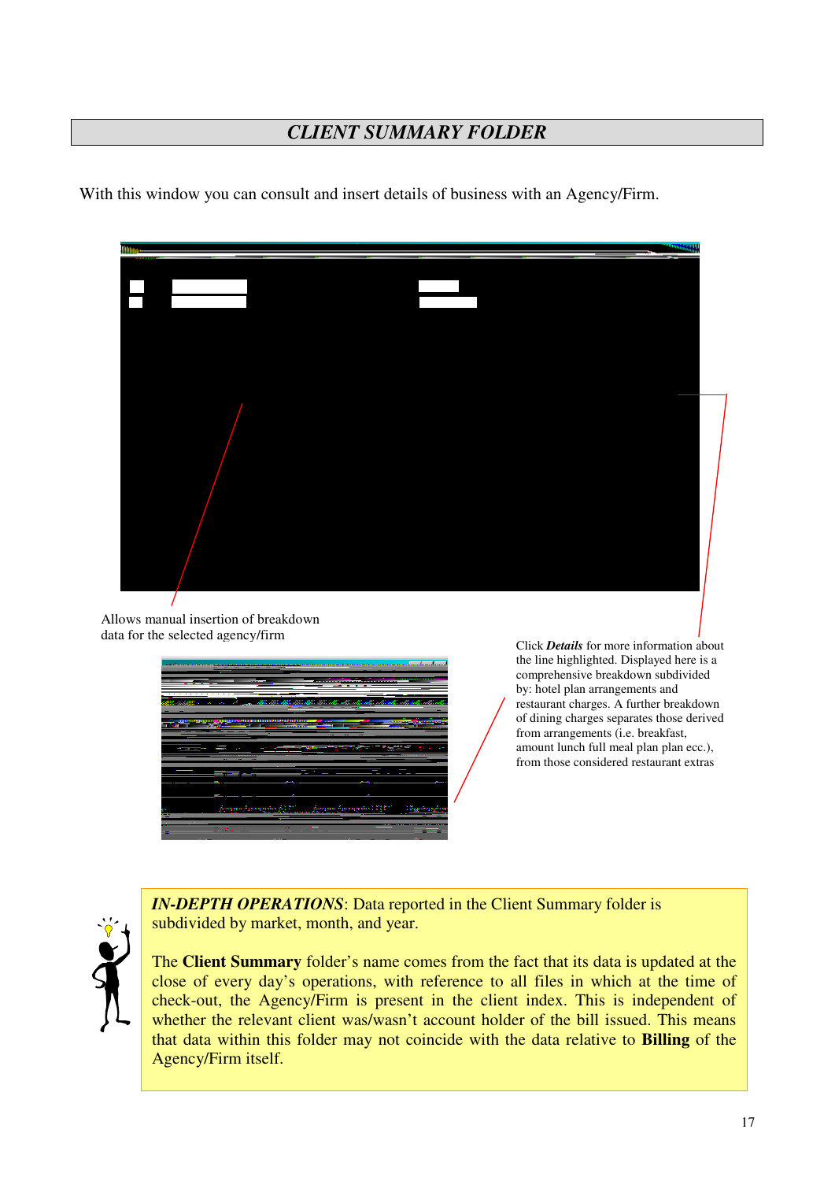## *CLIENT SUMMARY FOLDER*

With this window you can consult and insert details of business with an Agency/Firm.

Allows manual insertion of breakdown data for the selected agency/firm

Click ***Details*** for more information about the line highlighted. Displayed here is a comprehensive breakdown subdivided by: hotel plan arrangements and restaurant charges. A further breakdown of dining charges separates those derived from arrangements (i.e. breakfast, amount lunch full meal plan plan ecc.), from those considered restaurant extras

***IN-DEPTH OPERATIONS***: Data reported in the Client Summary folder is subdivided by market, month, and year.

The **Client Summary** folder's name comes from the fact that its data is updated at the close of every day's operations, with reference to all files in which at the time of check-out, the Agency/Firm is present in the client index. This is independent of whether the relevant client was/wasn't account holder of the bill issued. This means that data within this folder may not coincide with the data relative to **Billing** of the Agency/Firm itself.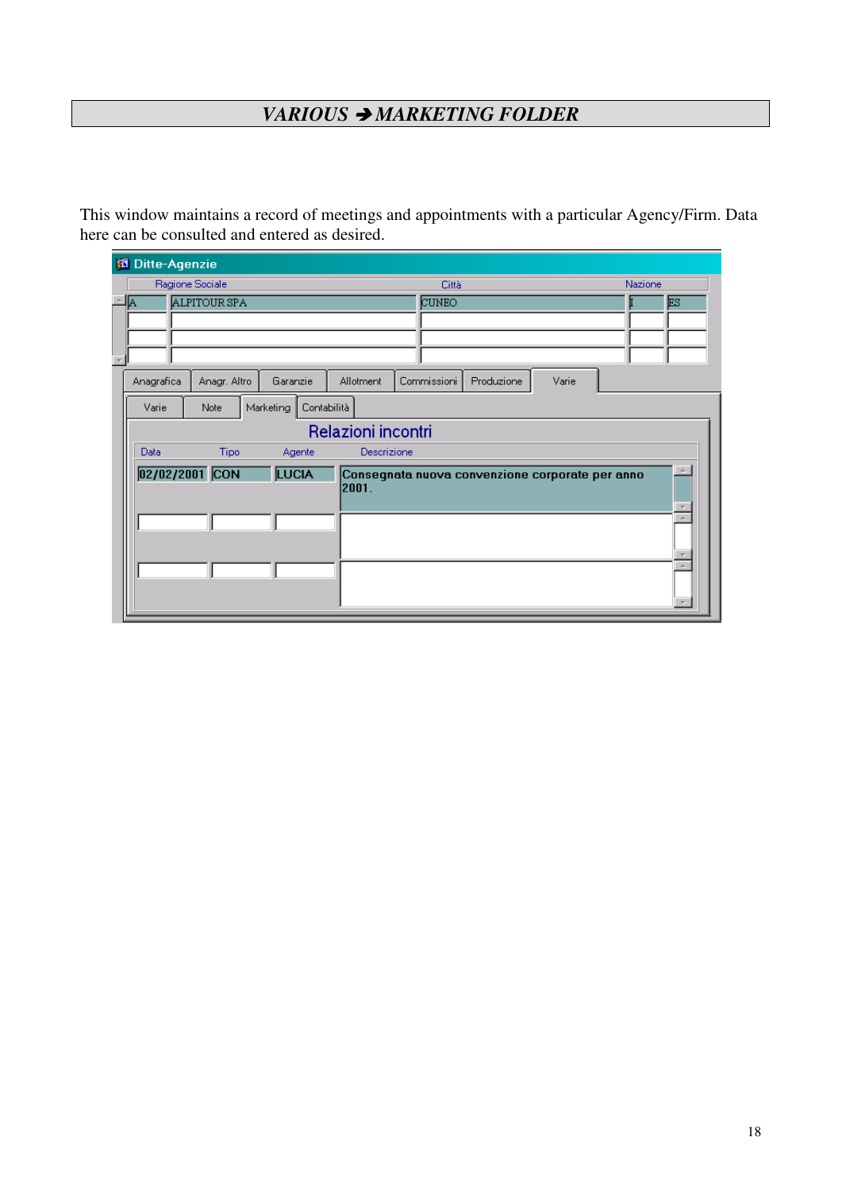# *VARIOUS ➔ MARKETING FOLDER*

This window maintains a record of meetings and appointments with a particular Agency/Firm. Data here can be consulted and entered as desired.

Ditte-Agenzie

| | Ragione Sociale | Città | | Nazione |
|---|---|---|---|---|
| A | ALPITOUR SPA | CUNEO | I | ES |

Anagrafica | Anagr. Altro | Garanzie | Allotment | Commissioni | Produzione | Varie

Varie | Note | Marketing | Contabilità

**Relazioni incontri**

| Data | Tipo | Agente | Descrizione |
|---|---|---|---|
| 02/02/2001 | CON | LUCIA | Consegnata nuova convenzione corporate per anno 2001. |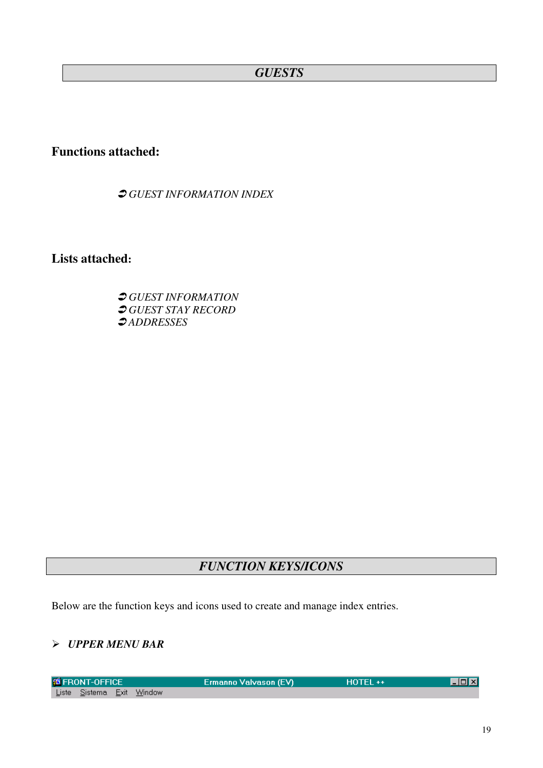## *GUESTS*

**Functions attached:**

➲ *GUEST INFORMATION INDEX*

**Lists attached:**

➲ *GUEST INFORMATION*
➲ *GUEST STAY RECORD*
➲ *ADDRESSES*

## *FUNCTION KEYS/ICONS*

Below are the function keys and icons used to create and manage index entries.

➢ ***UPPER MENU BAR***

FRONT-OFFICE    Ermanno Valvason (EV)    HOTEL ++

Liste  Sistema  Exit  Window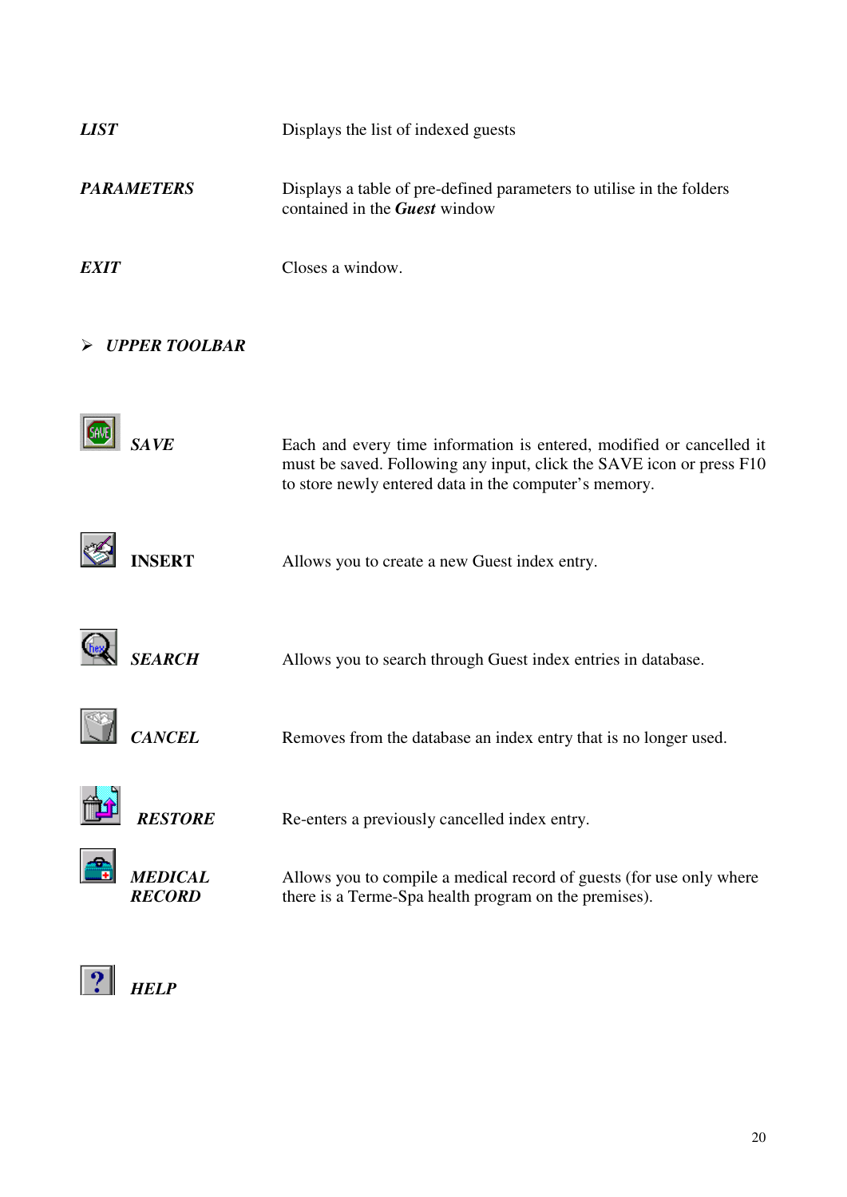| | |
|---|---|
| ***LIST*** | Displays the list of indexed guests |
| ***PARAMETERS*** | Displays a table of pre-defined parameters to utilise in the folders contained in the ***Guest*** window |
| ***EXIT*** | Closes a window. |

➢ ***UPPER TOOLBAR***

| | |
|---|---|
| ***SAVE*** | Each and every time information is entered, modified or cancelled it must be saved. Following any input, click the SAVE icon or press F10 to store newly entered data in the computer's memory. |
| **INSERT** | Allows you to create a new Guest index entry. |
| ***SEARCH*** | Allows you to search through Guest index entries in database. |
| ***CANCEL*** | Removes from the database an index entry that is no longer used. |
| ***RESTORE*** | Re-enters a previously cancelled index entry. |
| ***MEDICAL RECORD*** | Allows you to compile a medical record of guests (for use only where there is a Terme-Spa health program on the premises). |
| ***HELP*** | |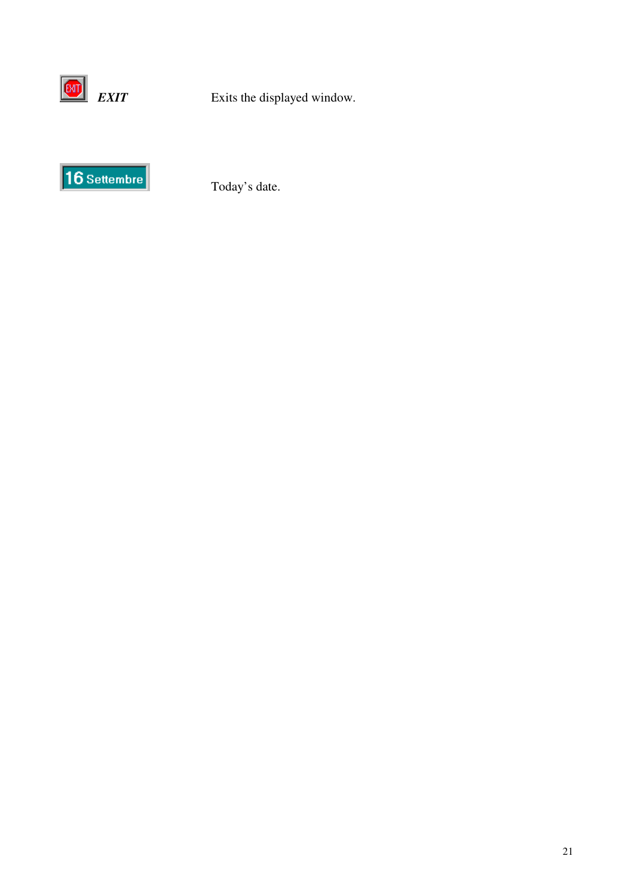| | |
|---|---|
| ***EXIT*** | Exits the displayed window. |
| 16 Settembre | Today’s date. |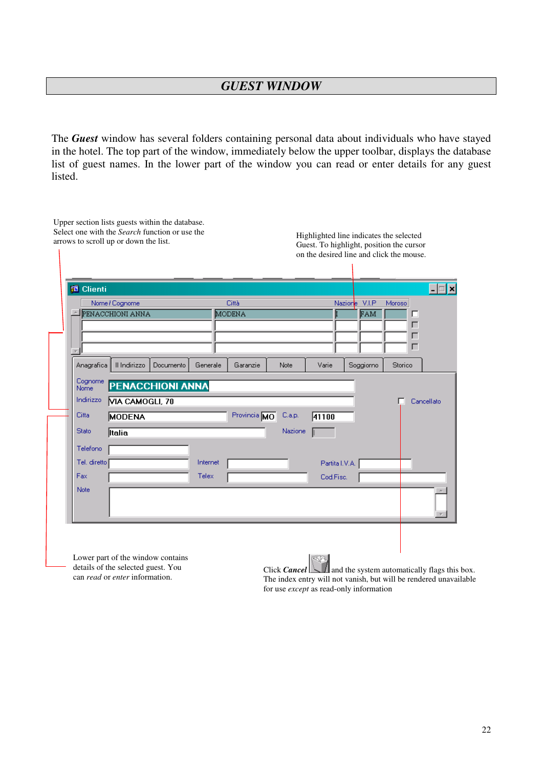# *GUEST WINDOW*

The ***Guest*** window has several folders containing personal data about individuals who have stayed in the hotel. The top part of the window, immediately below the upper toolbar, displays the database list of guest names. In the lower part of the window you can read or enter details for any guest listed.

Upper section lists guests within the database. Select one with the *Search* function or use the arrows to scroll up or down the list.

Highlighted line indicates the selected Guest. To highlight, position the cursor on the desired line and click the mouse.

Lower part of the window contains details of the selected guest. You can *read* or *enter* information.

Click ***Cancel*** and the system automatically flags this box. The index entry will not vanish, but will be rendered unavailable for use *except* as read-only information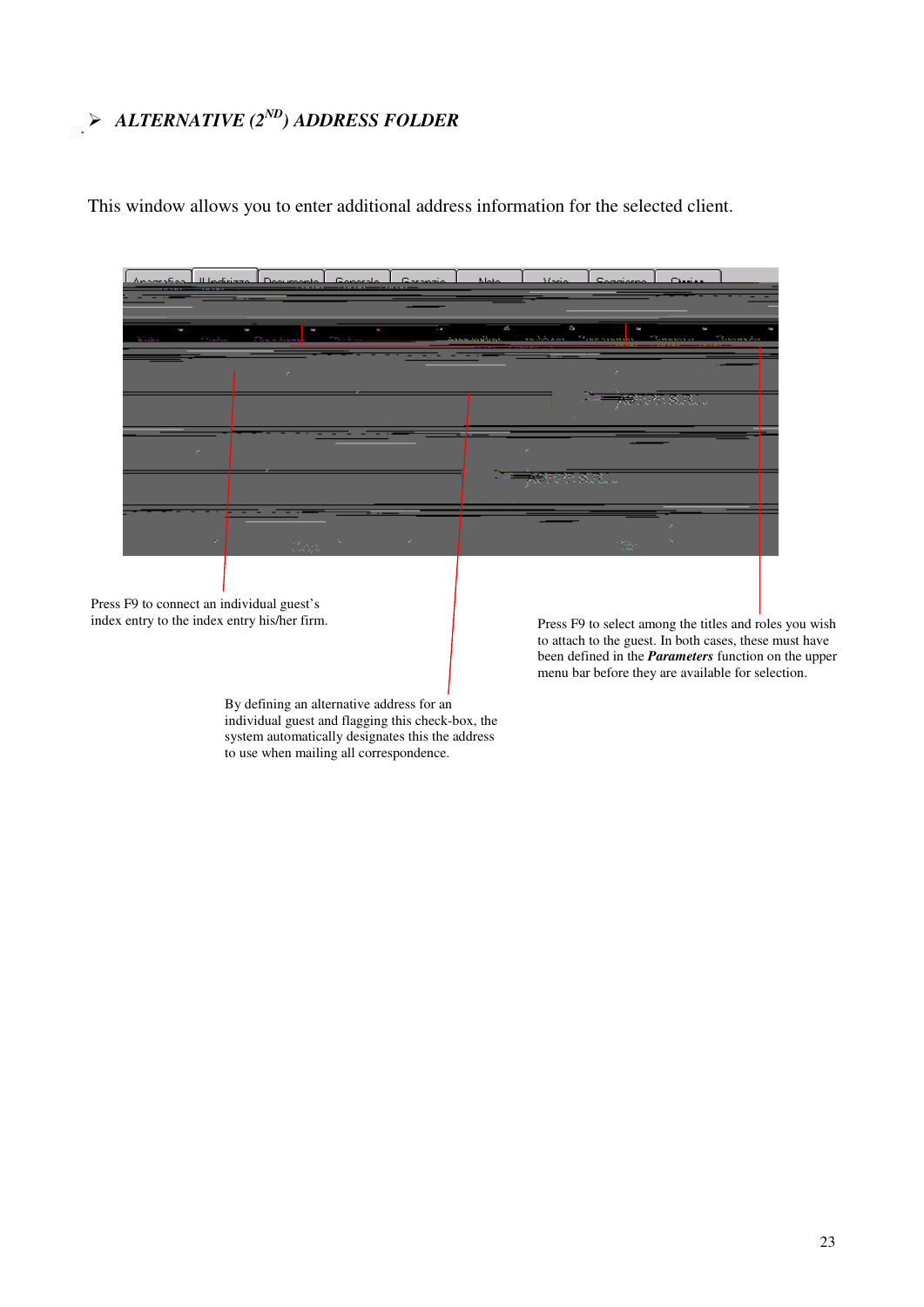## ➢ *ALTERNATIVE (2[ND]) ADDRESS FOLDER*

This window allows you to enter additional address information for the selected client.

Press F9 to connect an individual guest's index entry to the index entry his/her firm.

Press F9 to select among the titles and roles you wish to attach to the guest. In both cases, these must have been defined in the ***Parameters*** function on the upper menu bar before they are available for selection.

By defining an alternative address for an individual guest and flagging this check-box, the system automatically designates this the address to use when mailing all correspondence.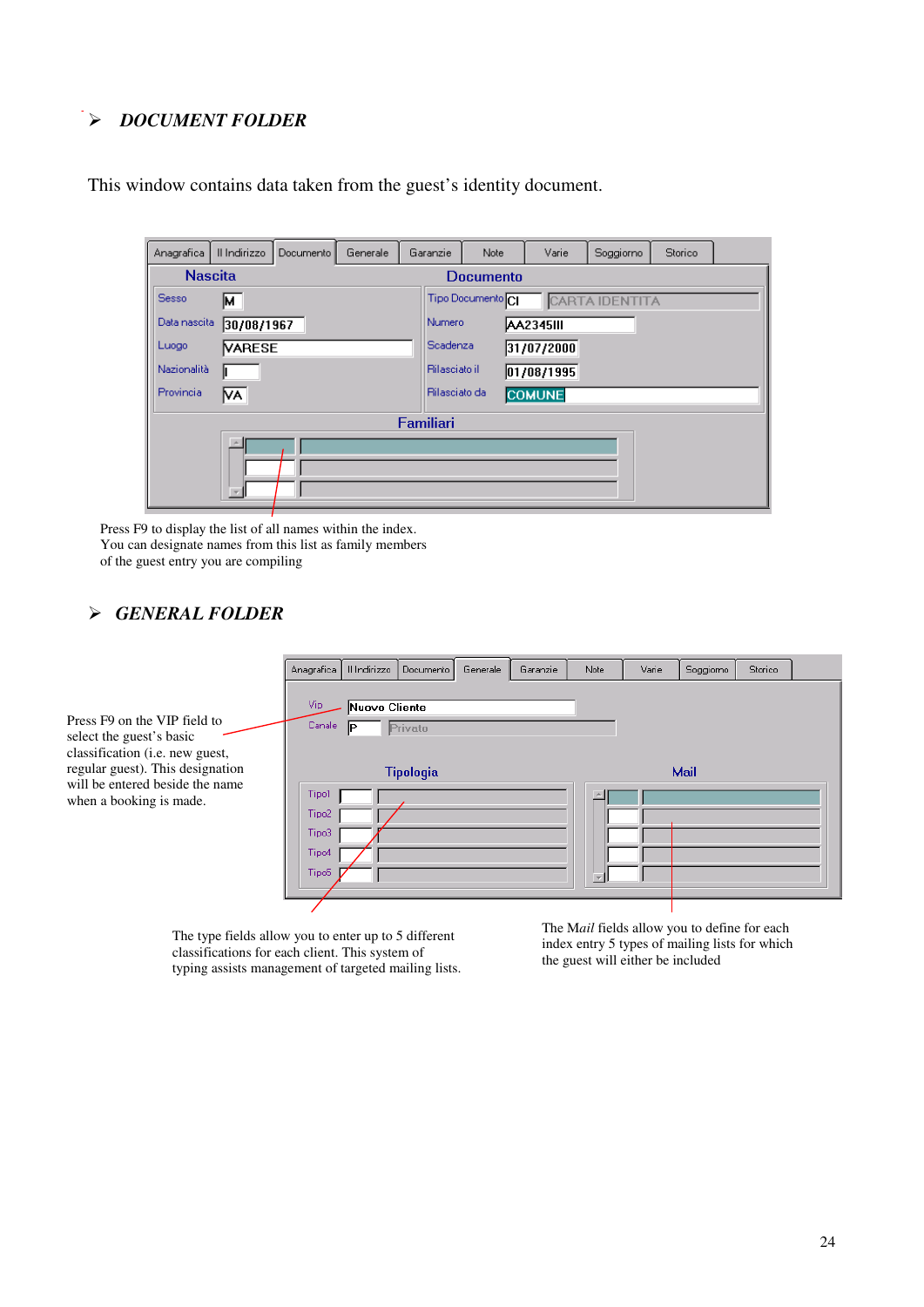## ➢ *DOCUMENT FOLDER*

This window contains data taken from the guest's identity document.

Anagrafica | Il Indirizzo | Documento | Generale | Garanzie | Note | Varie | Soggiorno | Storico

**Nascita**

- Sesso: M
- Data nascita: 30/08/1967
- Luogo: VARESE
- Nazionalità: I
- Provincia: VA

**Documento**

- Tipo Documento: CI — CARTA IDENTITA
- Numero: AA2345III
- Scadenza: 31/07/2000
- Rilasciato il: 01/08/1995
- Rilasciato da: COMUNE

**Familiari**

Press F9 to display the list of all names within the index.
You can designate names from this list as family members
of the guest entry you are compiling

## ➢ *GENERAL FOLDER*

Anagrafica | Il Indirizzo | Documento | Generale | Garanzie | Note | Varie | Soggiorno | Storico

- Vip: Nuovo Cliente
- Canale: P — Privato

**Tipologia**

- Tipo1
- Tipo2
- Tipo3
- Tipo4
- Tipo5

**Mail**

Press F9 on the VIP field to select the guest's basic classification (i.e. new guest, regular guest). This designation will be entered beside the name when a booking is made.

The type fields allow you to enter up to 5 different classifications for each client. This system of typing assists management of targeted mailing lists.

The *Mail* fields allow you to define for each index entry 5 types of mailing lists for which the guest will either be included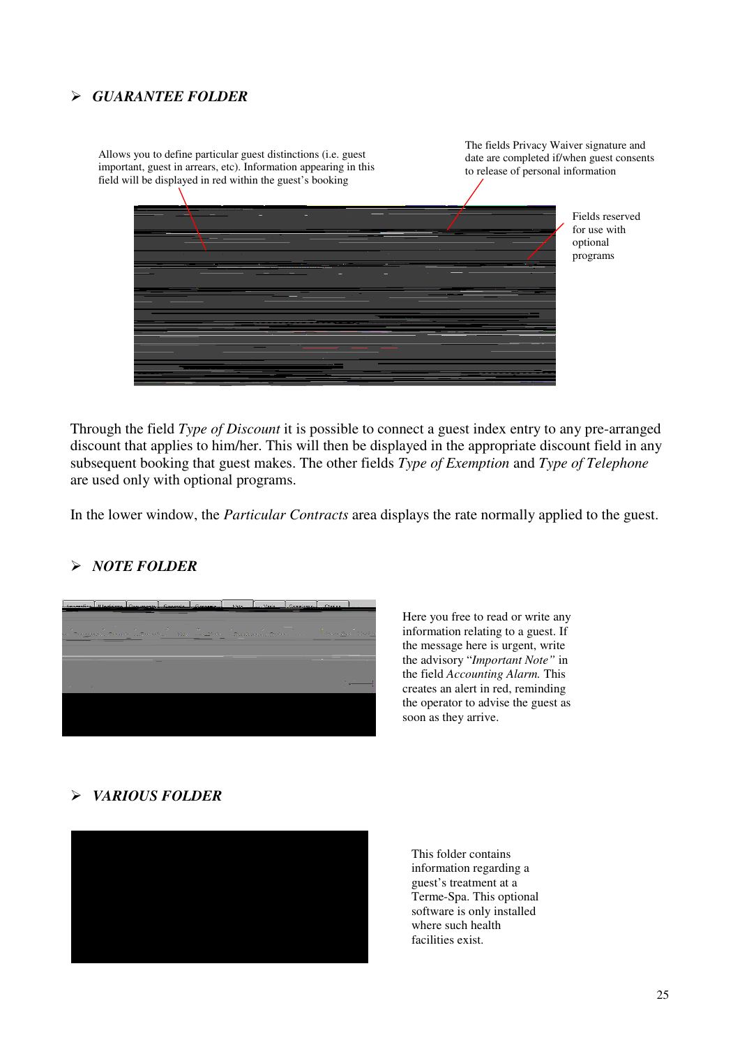## GUARANTEE FOLDER

Allows you to define particular guest distinctions (i.e. guest important, guest in arrears, etc). Information appearing in this field will be displayed in red within the guest's booking

The fields Privacy Waiver signature and date are completed if/when guest consents to release of personal information

Fields reserved for use with optional programs

Through the field *Type of Discount* it is possible to connect a guest index entry to any pre-arranged discount that applies to him/her. This will then be displayed in the appropriate discount field in any subsequent booking that guest makes. The other fields *Type of Exemption* and *Type of Telephone* are used only with optional programs.

In the lower window, the *Particular Contracts* area displays the rate normally applied to the guest.

## NOTE FOLDER

Here you free to read or write any information relating to a guest. If the message here is urgent, write the advisory "*Important Note"* in the field *Accounting Alarm.* This creates an alert in red, reminding the operator to advise the guest as soon as they arrive.

## VARIOUS FOLDER

This folder contains information regarding a guest's treatment at a Terme-Spa. This optional software is only installed where such health facilities exist.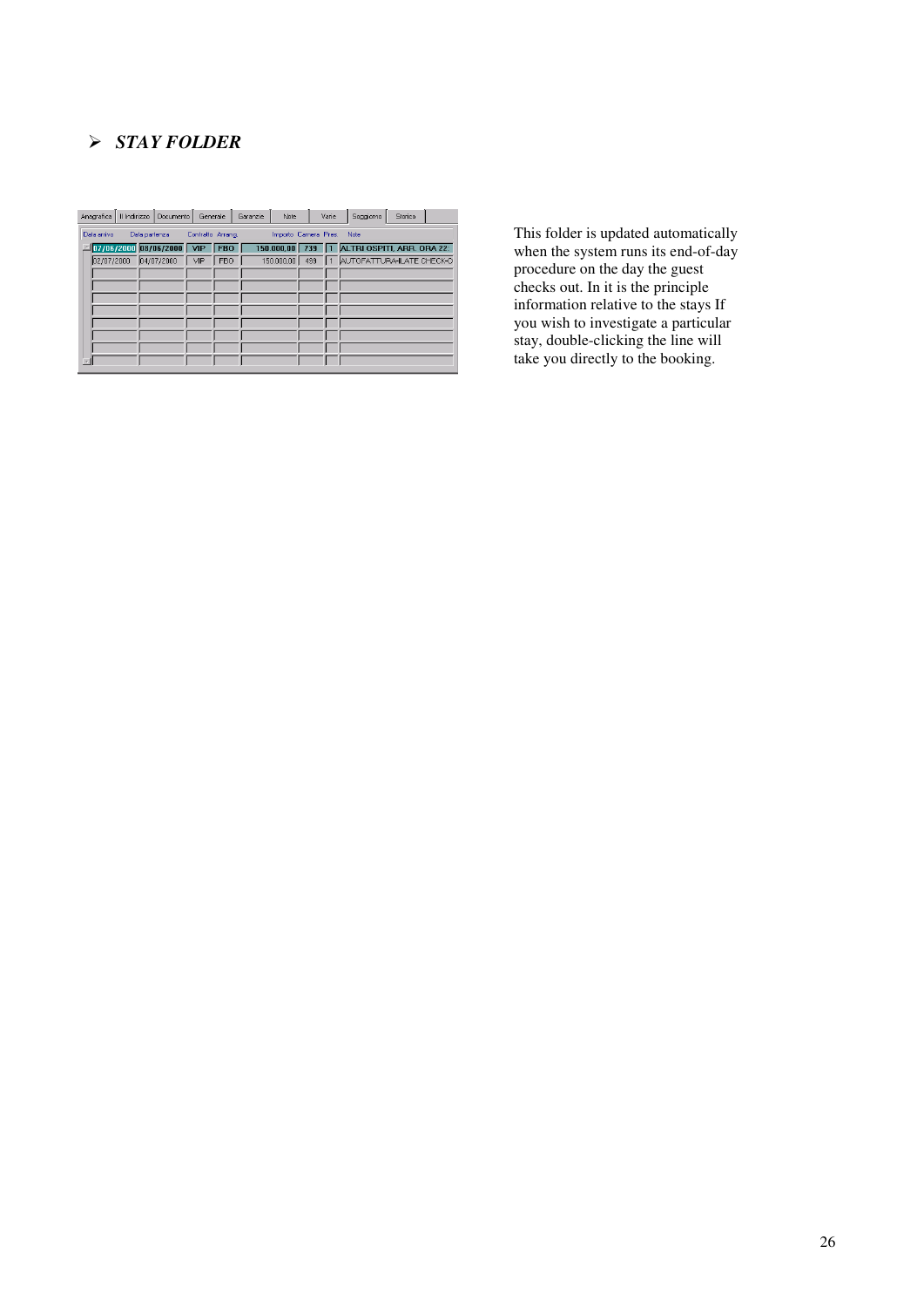## ➢ *STAY FOLDER*

| Anagrafica | II Indirizzo | Documento | Generale | Garanzie | Note | Varie | Soggiorno | Storico |
|---|---|---|---|---|---|---|---|---|

| Data arrivo | Data partenza | Contratto | Arrang. | Importo | Camera | Pres | Note |
|---|---|---|---|---|---|---|---|
| 07/06/2000 | 08/06/2000 | VIP | FBO | 150.000,00 | 739 | 1 | ALTRI OSPITI, ARR. ORA 22: |
| 02/07/2000 | 04/07/2000 | VIP | FBO | 150.000,00 | 499 | 1 | AUTOFATTURA-LATE CHECK-O |

This folder is updated automatically when the system runs its end-of-day procedure on the day the guest checks out. In it is the principle information relative to the stays If you wish to investigate a particular stay, double-clicking the line will take you directly to the booking.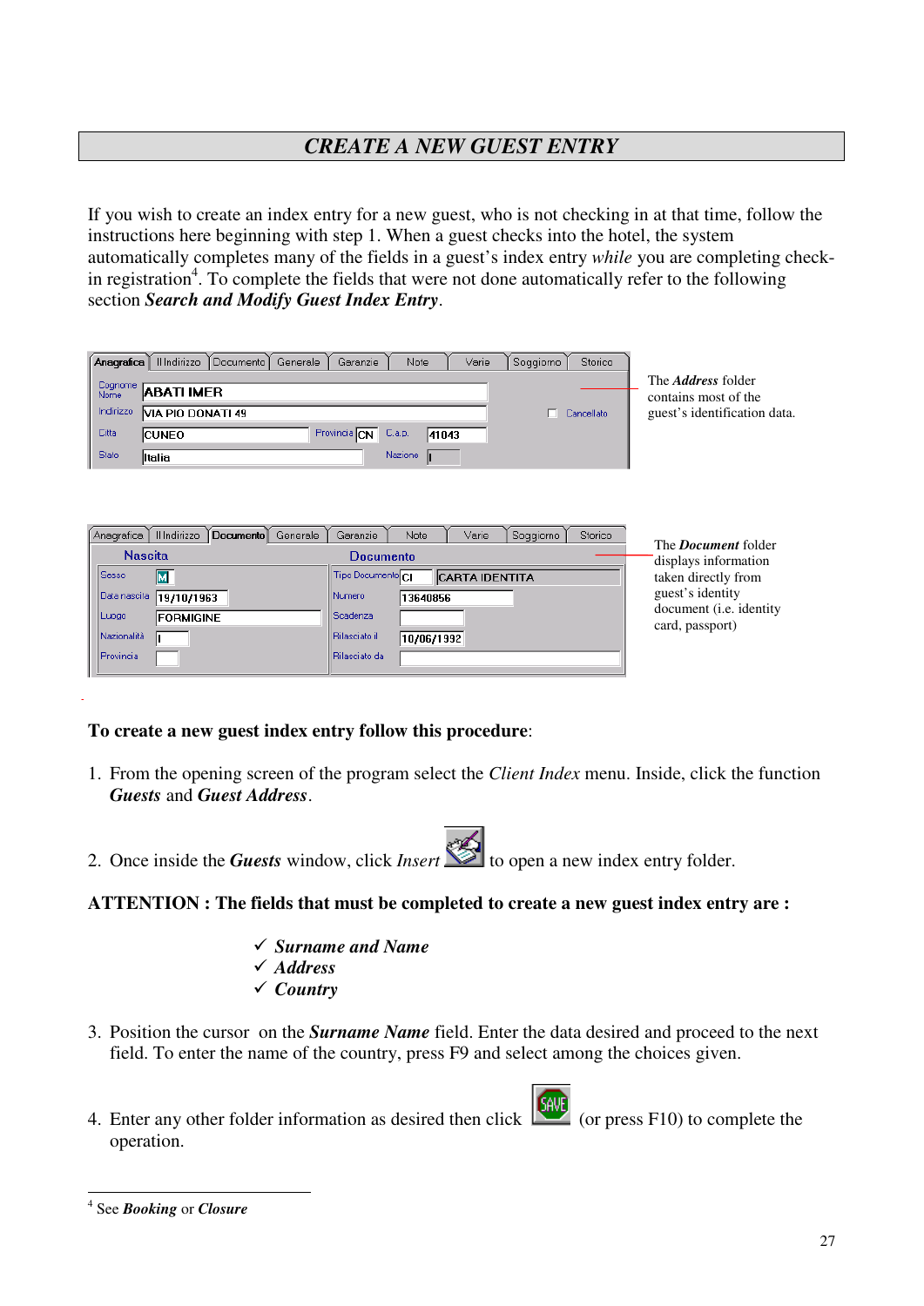## *CREATE A NEW GUEST ENTRY*

If you wish to create an index entry for a new guest, who is not checking in at that time, follow the instructions here beginning with step 1. When a guest checks into the hotel, the system automatically completes many of the fields in a guest's index entry *while* you are completing check-in registration[4]. To complete the fields that were not done automatically refer to the following section ***Search and Modify Guest Index Entry***.

The ***Address*** folder contains most of the guest's identification data.

The ***Document*** folder displays information taken directly from guest's identity document (i.e. identity card, passport)

**To create a new guest index entry follow this procedure**:

1. From the opening screen of the program select the *Client Index* menu. Inside, click the function ***Guests*** and ***Guest Address***.

2. Once inside the ***Guests*** window, click *Insert* to open a new index entry folder.

**ATTENTION : The fields that must be completed to create a new guest index entry are :**

- ✓ ***Surname and Name***
- ✓ ***Address***
- ✓ ***Country***

3. Position the cursor on the ***Surname Name*** field. Enter the data desired and proceed to the next field. To enter the name of the country, press F9 and select among the choices given.

4. Enter any other folder information as desired then click (or press F10) to complete the operation.

[4] See ***Booking*** or ***Closure***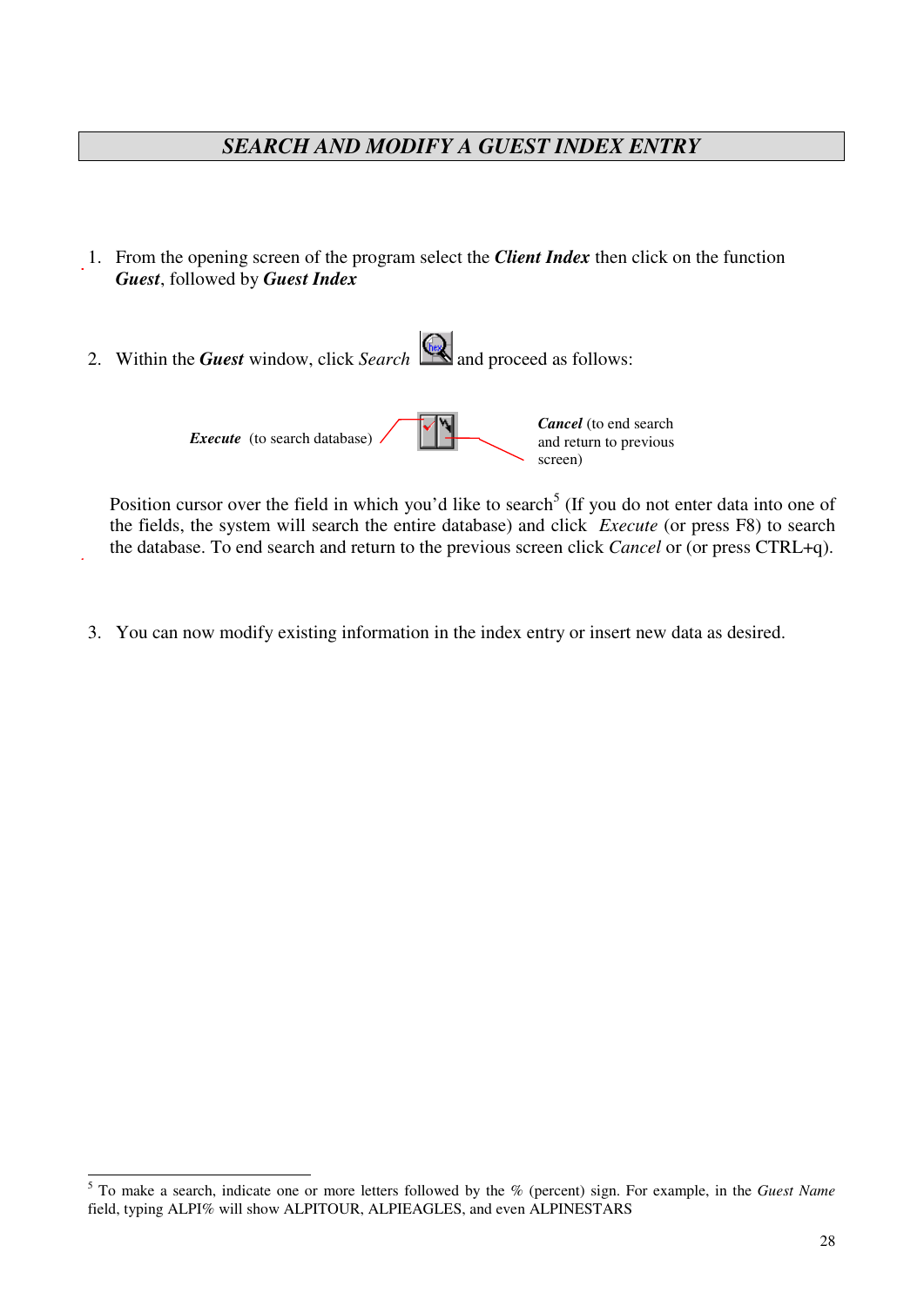## *SEARCH AND MODIFY A GUEST INDEX ENTRY*

1. From the opening screen of the program select the ***Client Index*** then click on the function ***Guest***, followed by ***Guest Index***

2. Within the ***Guest*** window, click *Search* and proceed as follows:

   ***Execute*** (to search database)

   ***Cancel*** (to end search and return to previous screen)

   Position cursor over the field in which you'd like to search[5] (If you do not enter data into one of the fields, the system will search the entire database) and click *Execute* (or press F8) to search the database. To end search and return to the previous screen click *Cancel* or (or press CTRL+q).

3. You can now modify existing information in the index entry or insert new data as desired.

---

[5] To make a search, indicate one or more letters followed by the % (percent) sign. For example, in the *Guest Name* field, typing ALPI% will show ALPITOUR, ALPIEAGLES, and even ALPINESTARS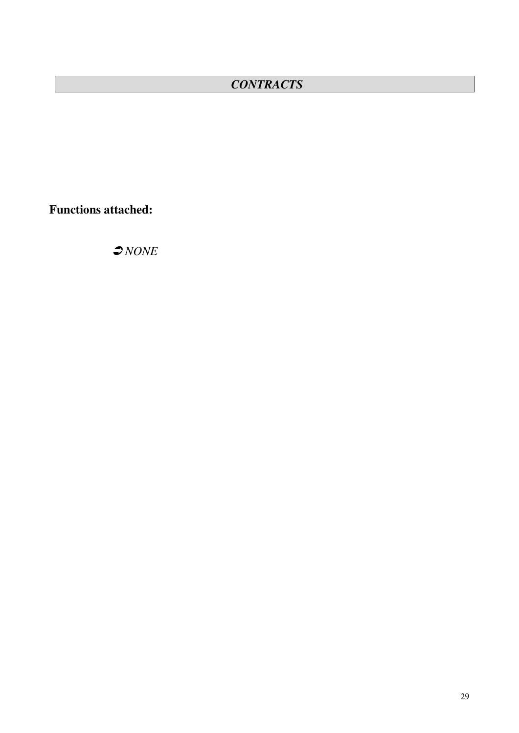## *CONTRACTS*

**Functions attached:**

➲ *NONE*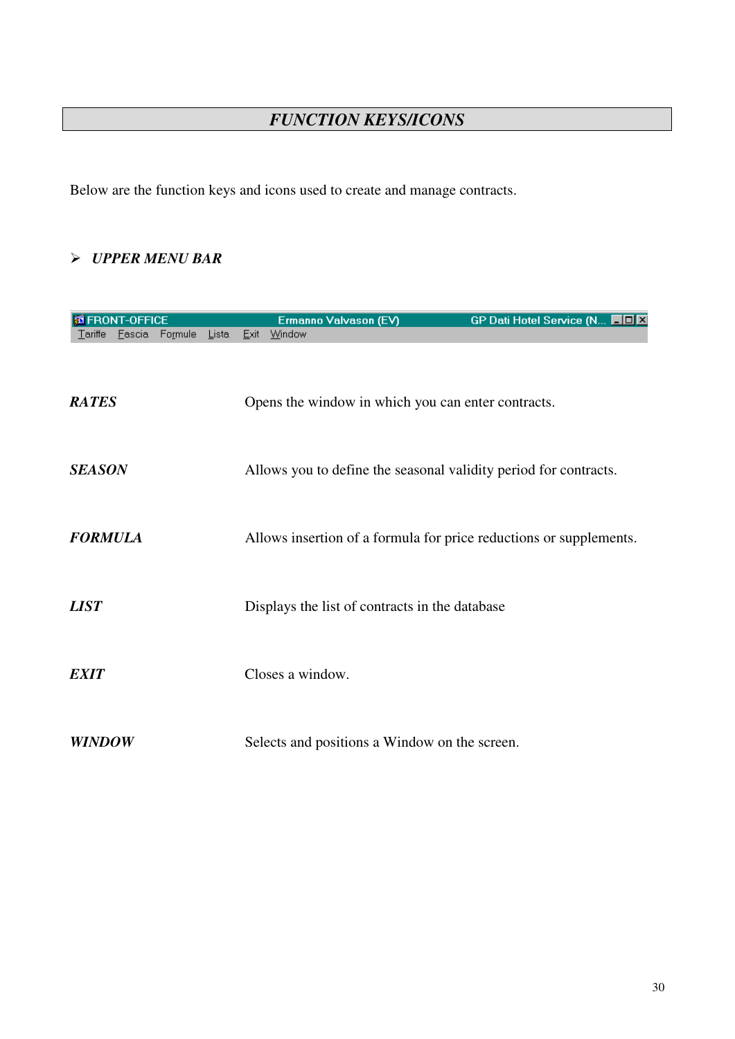## *FUNCTION KEYS/ICONS*

Below are the function keys and icons used to create and manage contracts.

- ***UPPER MENU BAR***

FRONT-OFFICE Ermanno Valvason (EV) GP Dati Hotel Service (N...

Tariffe Fascia Formule Lista Exit Window

| | |
|---|---|
| ***RATES*** | Opens the window in which you can enter contracts. |
| ***SEASON*** | Allows you to define the seasonal validity period for contracts. |
| ***FORMULA*** | Allows insertion of a formula for price reductions or supplements. |
| ***LIST*** | Displays the list of contracts in the database |
| ***EXIT*** | Closes a window. |
| ***WINDOW*** | Selects and positions a Window on the screen. |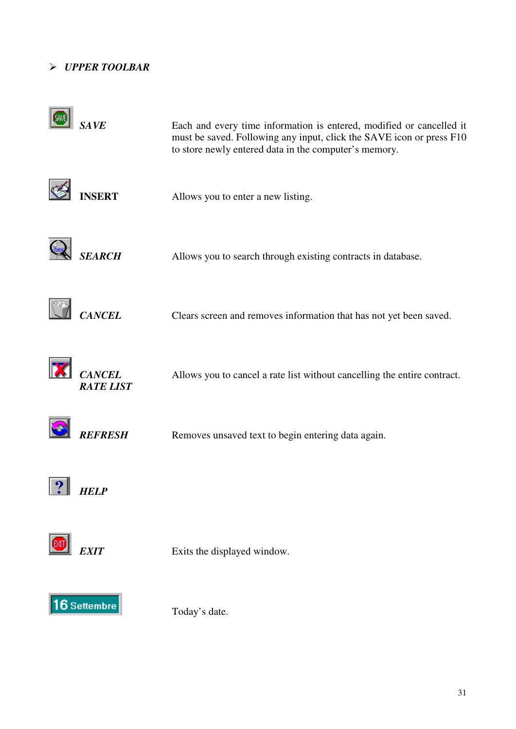## ➢ *UPPER TOOLBAR*

| | |
|---|---|
| ***SAVE*** | Each and every time information is entered, modified or cancelled it must be saved. Following any input, click the SAVE icon or press F10 to store newly entered data in the computer's memory. |
| **INSERT** | Allows you to enter a new listing. |
| ***SEARCH*** | Allows you to search through existing contracts in database. |
| ***CANCEL*** | Clears screen and removes information that has not yet been saved. |
| ***CANCEL RATE LIST*** | Allows you to cancel a rate list without cancelling the entire contract. |
| ***REFRESH*** | Removes unsaved text to begin entering data again. |
| ***HELP*** | |
| ***EXIT*** | Exits the displayed window. |
| 16 Settembre | Today's date. |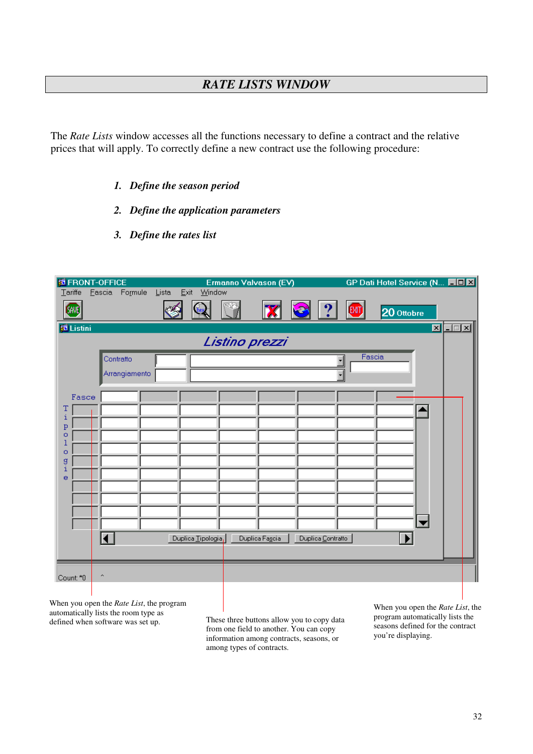# *RATE LISTS WINDOW*

The *Rate Lists* window accesses all the functions necessary to define a contract and the relative prices that will apply. To correctly define a new contract use the following procedure:

1. ***Define the season period***
2. ***Define the application parameters***
3. ***Define the rates list***

When you open the *Rate List*, the program automatically lists the room type as defined when software was set up.

These three buttons allow you to copy data from one field to another. You can copy information among contracts, seasons, or among types of contracts.

When you open the *Rate List*, the program automatically lists the seasons defined for the contract you're displaying.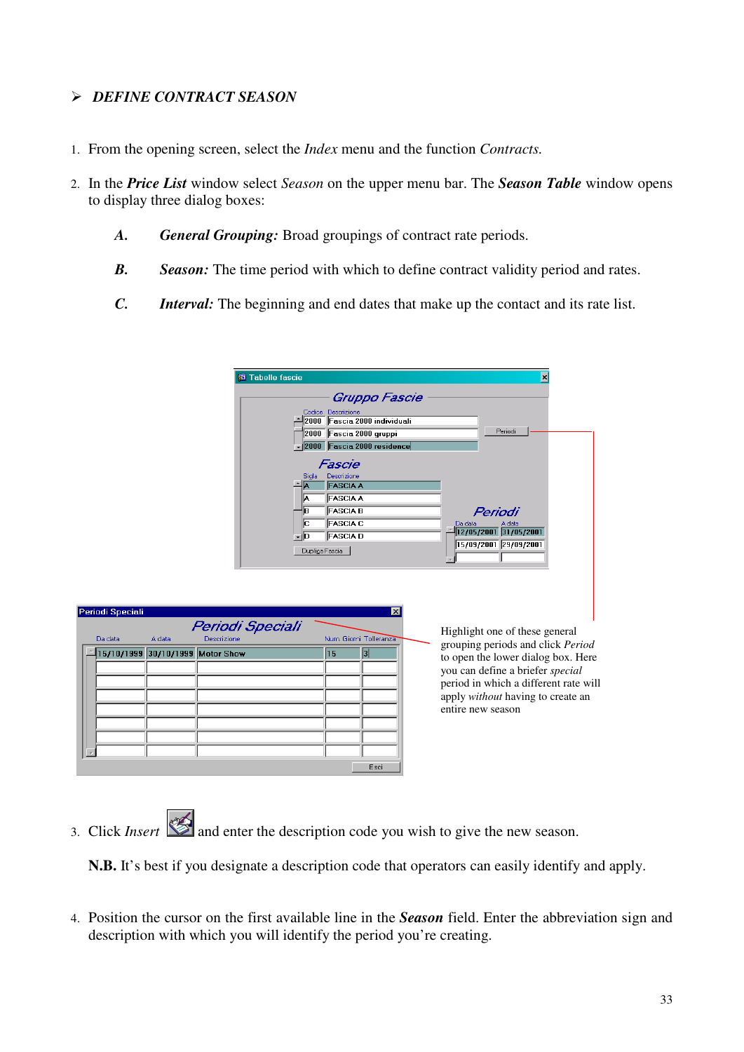## ➢ *DEFINE CONTRACT SEASON*

1. From the opening screen, select the *Index* menu and the function *Contracts.*

2. In the ***Price List*** window select *Season* on the upper menu bar. The ***Season Table*** window opens to display three dialog boxes:

   ***A.*** ***General Grouping:*** Broad groupings of contract rate periods.

   ***B.*** ***Season:*** The time period with which to define contract validity period and rates.

   ***C.*** ***Interval:*** The beginning and end dates that make up the contact and its rate list.

Highlight one of these general grouping periods and click *Period* to open the lower dialog box. Here you can define a briefer *special* period in which a different rate will apply *without* having to create an entire new season

3. Click *Insert* and enter the description code you wish to give the new season.

   **N.B.** It's best if you designate a description code that operators can easily identify and apply.

4. Position the cursor on the first available line in the ***Season*** field. Enter the abbreviation sign and description with which you will identify the period you're creating.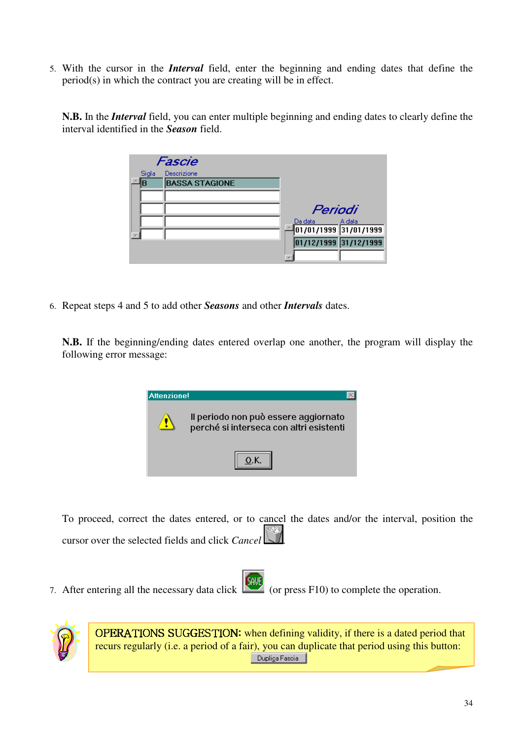5. With the cursor in the ***Interval*** field, enter the beginning and ending dates that define the period(s) in which the contract you are creating will be in effect.

   **N.B.** In the ***Interval*** field, you can enter multiple beginning and ending dates to clearly define the interval identified in the ***Season*** field.

6. Repeat steps 4 and 5 to add other ***Seasons*** and other ***Intervals*** dates.

   **N.B.** If the beginning/ending dates entered overlap one another, the program will display the following error message:

   To proceed, correct the dates entered, or to cancel the dates and/or the interval, position the cursor over the selected fields and click *Cancel* .

7. After entering all the necessary data click (or press F10) to complete the operation.

OPERATIONS SUGGESTION: when defining validity, if there is a dated period that recurs regularly (i.e. a period of a fair), you can duplicate that period using this button: Duplica Fascia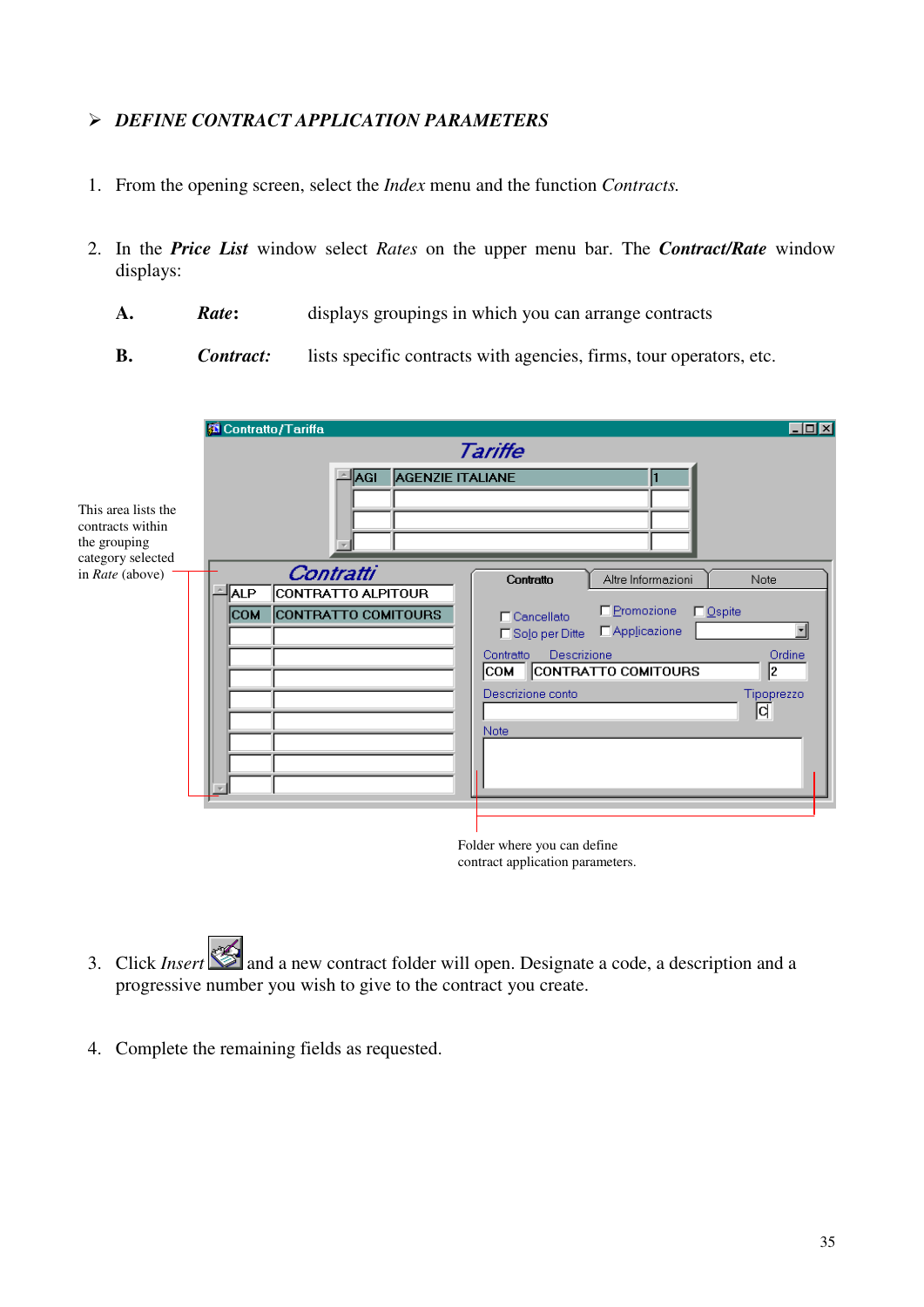## ➢ *DEFINE CONTRACT APPLICATION PARAMETERS*

1. From the opening screen, select the *Index* menu and the function *Contracts.*

2. In the ***Price List*** window select *Rates* on the upper menu bar. The ***Contract/Rate*** window displays:

   **A.** ***Rate*:** displays groupings in which you can arrange contracts

   **B.** ***Contract:*** lists specific contracts with agencies, firms, tour operators, etc.

This area lists the contracts within the grouping category selected in *Rate* (above)

Folder where you can define contract application parameters.

3. Click *Insert* and a new contract folder will open. Designate a code, a description and a progressive number you wish to give to the contract you create.

4. Complete the remaining fields as requested.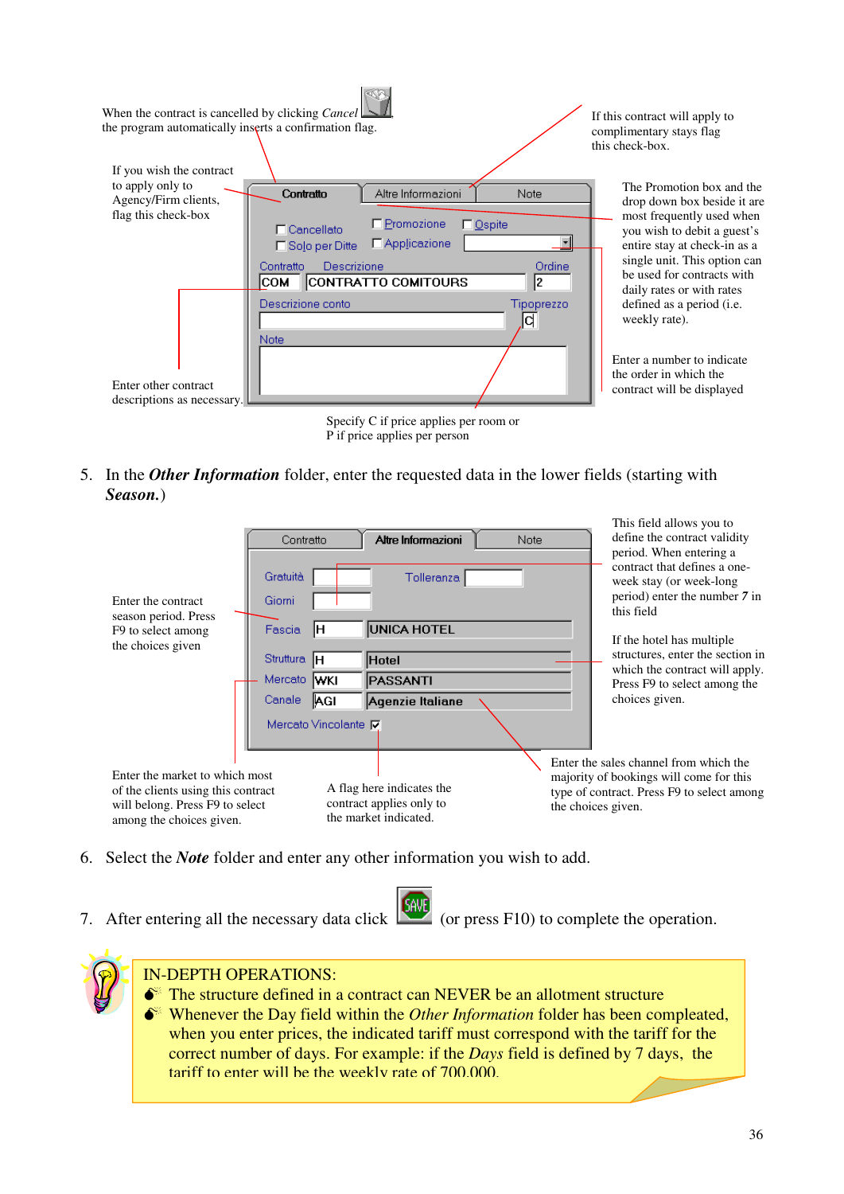When the contract is cancelled by clicking *Cancel* the program automatically inserts a confirmation flag.

If this contract will apply to complimentary stays flag this check-box.

If you wish the contract to apply only to Agency/Firm clients, flag this check-box

Contratto | Altre Informazioni | Note

Cancellato | Promozione | Ospite
Solo per Ditte | Applicazione

Contratto: COM | Descrizione: CONTRATTO COMITOURS | Ordine: 2

Descrizione conto | Tipoprezzo: C

Note

The Promotion box and the drop down box beside it are most frequently used when you wish to debit a guest's entire stay at check-in as a single unit. This option can be used for contracts with daily rates or with rates defined as a period (i.e. weekly rate).

Enter a number to indicate the order in which the contract will be displayed

Enter other contract descriptions as necessary.

Specify C if price applies per room or P if price applies per person

5. In the ***Other Information*** folder, enter the requested data in the lower fields (starting with ***Season.***)

Contratto | Altre Informazioni | Note

Gratuità | Tolleranza
Giorni
Fascia: H UNICA HOTEL
Struttura: H Hotel
Mercato: WKI PASSANTI
Canale: AGI Agenzie Italiane
Mercato Vincolante ☑

This field allows you to define the contract validity period. When entering a contract that defines a one-week stay (or week-long period) enter the number *7* in this field

Enter the contract season period. Press F9 to select among the choices given

If the hotel has multiple structures, enter the section in which the contract will apply. Press F9 to select among the choices given.

Enter the market to which most of the clients using this contract will belong. Press F9 to select among the choices given.

A flag here indicates the contract applies only to the market indicated.

Enter the sales channel from which the majority of bookings will come for this type of contract. Press F9 to select among the choices given.

6. Select the ***Note*** folder and enter any other information you wish to add.

7. After entering all the necessary data click SAVE (or press F10) to complete the operation.

IN-DEPTH OPERATIONS:

- The structure defined in a contract can NEVER be an allotment structure
- Whenever the Day field within the *Other Information* folder has been compleated, when you enter prices, the indicated tariff must correspond with the tariff for the correct number of days. For example: if the *Days* field is defined by 7 days, the tariff to enter will be the weekly rate of 700.000.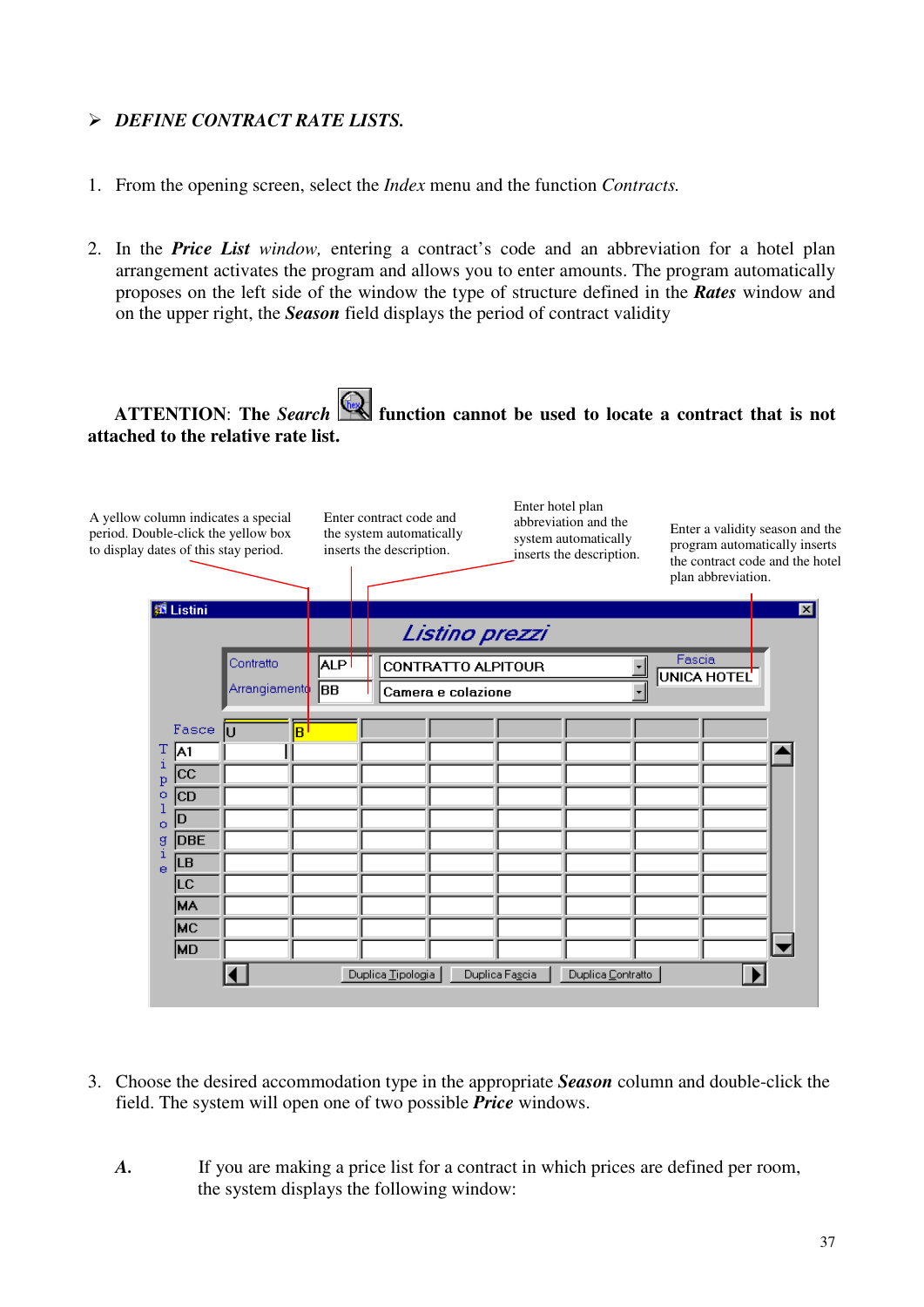➢ ***DEFINE CONTRACT RATE LISTS.***

1. From the opening screen, select the *Index* menu and the function *Contracts.*

2. In the ***Price List*** *window,* entering a contract's code and an abbreviation for a hotel plan arrangement activates the program and allows you to enter amounts. The program automatically proposes on the left side of the window the type of structure defined in the ***Rates*** window and on the upper right, the ***Season*** field displays the period of contract validity

**ATTENTION: The *Search* function cannot be used to locate a contract that is not attached to the relative rate list.**

A yellow column indicates a special period. Double-click the yellow box to display dates of this stay period.

Enter contract code and the system automatically inserts the description.

Enter hotel plan abbreviation and the system automatically inserts the description.

Enter a validity season and the program automatically inserts the contract code and the hotel plan abbreviation.

3. Choose the desired accommodation type in the appropriate ***Season*** column and double-click the field. The system will open one of two possible ***Price*** windows.

***A.*** If you are making a price list for a contract in which prices are defined per room, the system displays the following window: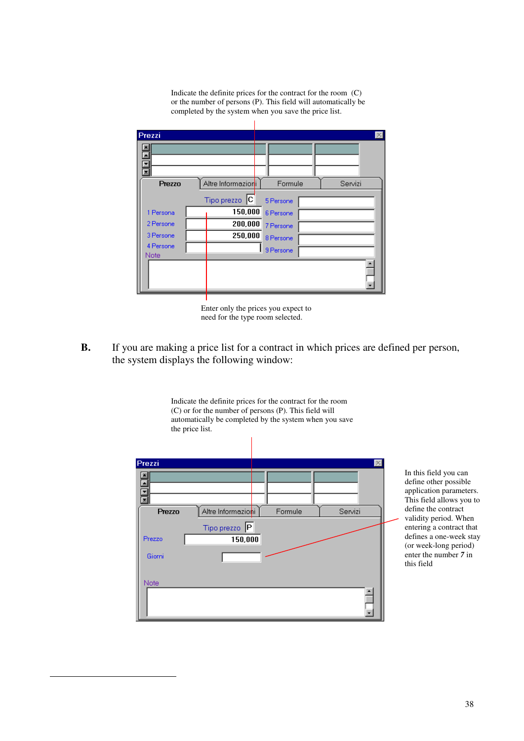Indicate the definite prices for the contract for the room (C) or the number of persons (P). This field will automatically be completed by the system when you save the price list.

Prezzi

Prezzo | Altre Informazioni | Formule | Servizi

Tipo prezzo C

1 Persona 150,000

2 Persone 200,000

3 Persone 250,000

4 Persone

5 Persone

6 Persone

7 Persone

8 Persone

9 Persone

Note

Enter only the prices you expect to need for the type room selected.

**B.** If you are making a price list for a contract in which prices are defined per person, the system displays the following window:

Indicate the definite prices for the contract for the room (C) or for the number of persons (P). This field will automatically be completed by the system when you save the price list.

Prezzi

Prezzo | Altre Informazioni | Formule | Servizi

Tipo prezzo P

Prezzo 150,000

Giorni

Note

In this field you can define other possible application parameters. This field allows you to define the contract validity period. When entering a contract that defines a one-week stay (or week-long period) enter the number *7* in this field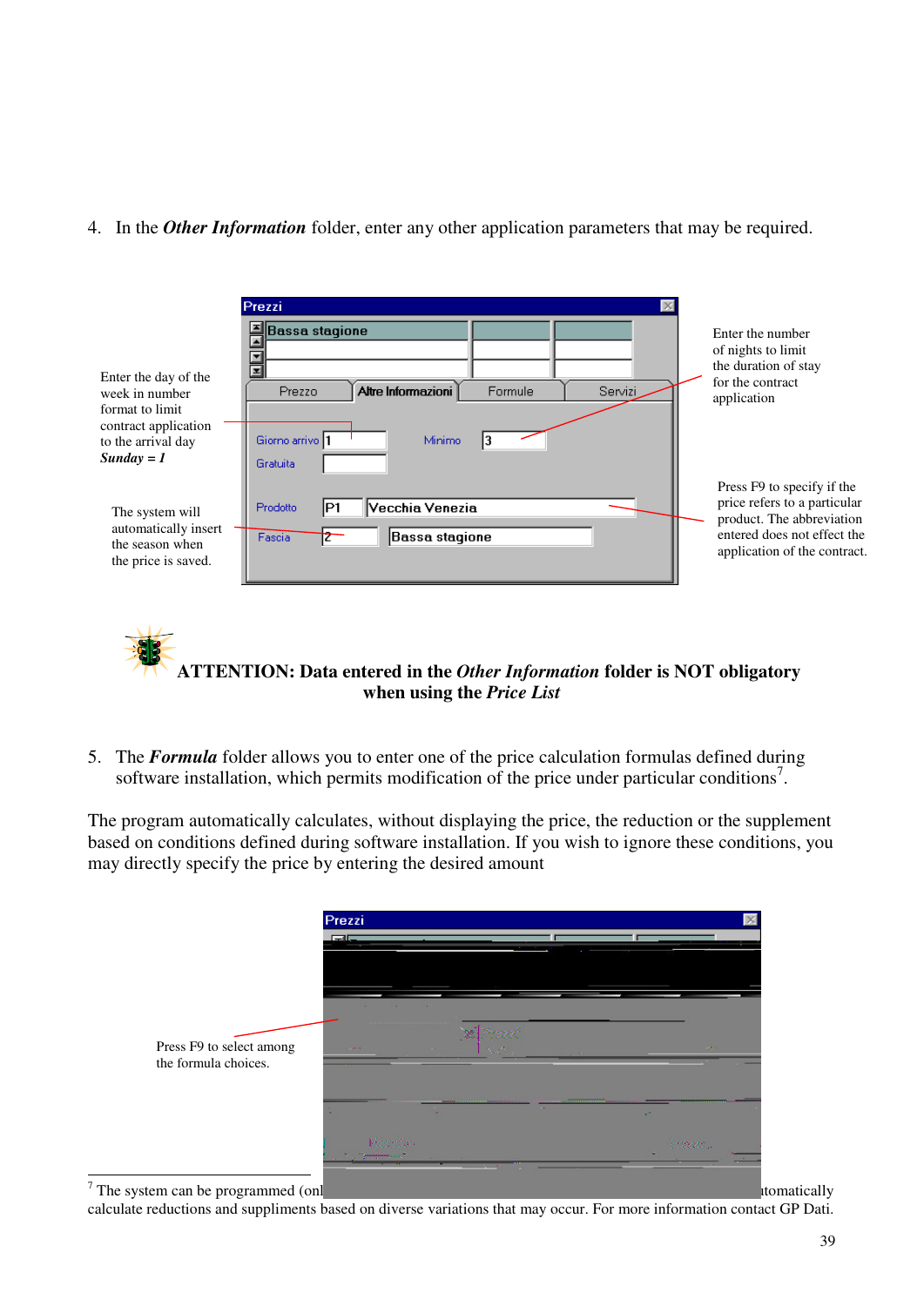4. In the ***Other Information*** folder, enter any other application parameters that may be required.

Enter the day of the week in number format to limit contract application to the arrival day ***Sunday = 1***

The system will automatically insert the season when the price is saved.

Enter the number of nights to limit the duration of stay for the contract application

Press F9 to specify if the price refers to a particular product. The abbreviation entered does not effect the application of the contract.

**ATTENTION: Data entered in the *Other Information* folder is NOT obligatory when using the *Price List***

5. The ***Formula*** folder allows you to enter one of the price calculation formulas defined during software installation, which permits modification of the price under particular conditions[7].

The program automatically calculates, without displaying the price, the reduction or the supplement based on conditions defined during software installation. If you wish to ignore these conditions, you may directly specify the price by entering the desired amount

Press F9 to select among the formula choices.

[7] The system can be programmed (onl... ...tomatically calculate reductions and suppliments based on diverse variations that may occur. For more information contact GP Dati.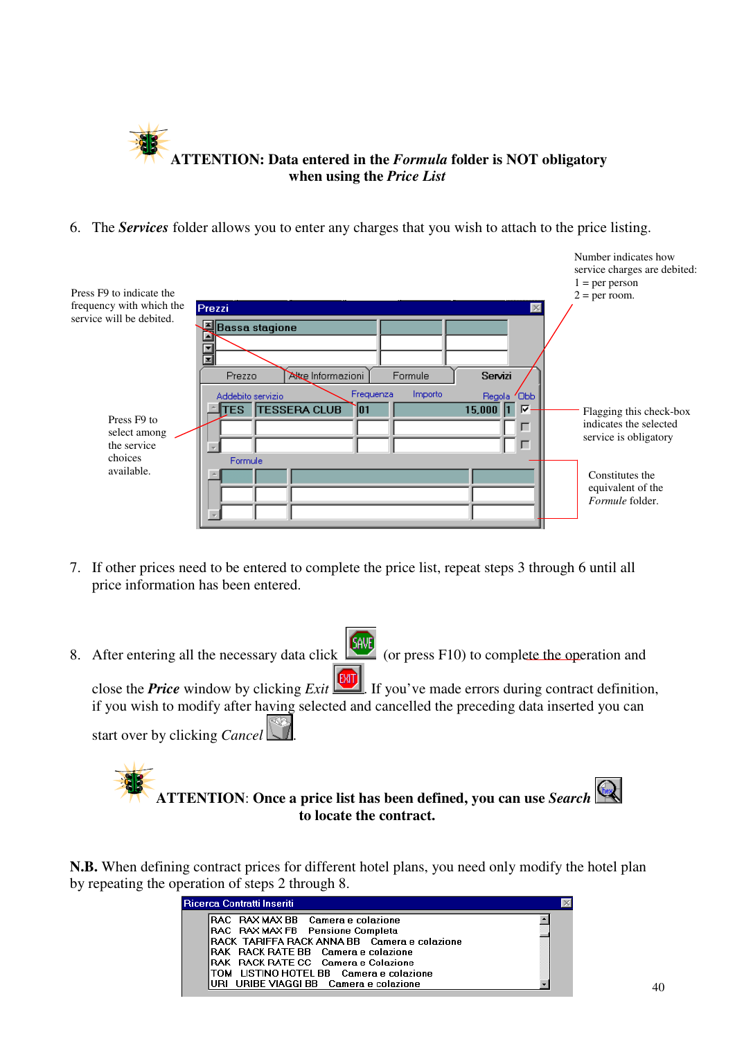**ATTENTION: Data entered in the *Formula* folder is NOT obligatory when using the *Price List***

6. The ***Services*** folder allows you to enter any charges that you wish to attach to the price listing.

Press F9 to indicate the frequency with which the service will be debited.

Number indicates how service charges are debited:
1 = per person
2 = per room.

Press F9 to select among the service choices available.

Flagging this check-box indicates the selected service is obligatory

Constitutes the equivalent of the *Formule* folder.

7. If other prices need to be entered to complete the price list, repeat steps 3 through 6 until all price information has been entered.

8. After entering all the necessary data click (or press F10) to complete the operation and close the ***Price*** window by clicking *Exit*. If you've made errors during contract definition, if you wish to modify after having selected and cancelled the preceding data inserted you can start over by clicking *Cancel*.

**ATTENTION**: **Once a price list has been defined, you can use *Search* to locate the contract.**

**N.B.** When defining contract prices for different hotel plans, you need only modify the hotel plan by repeating the operation of steps 2 through 8.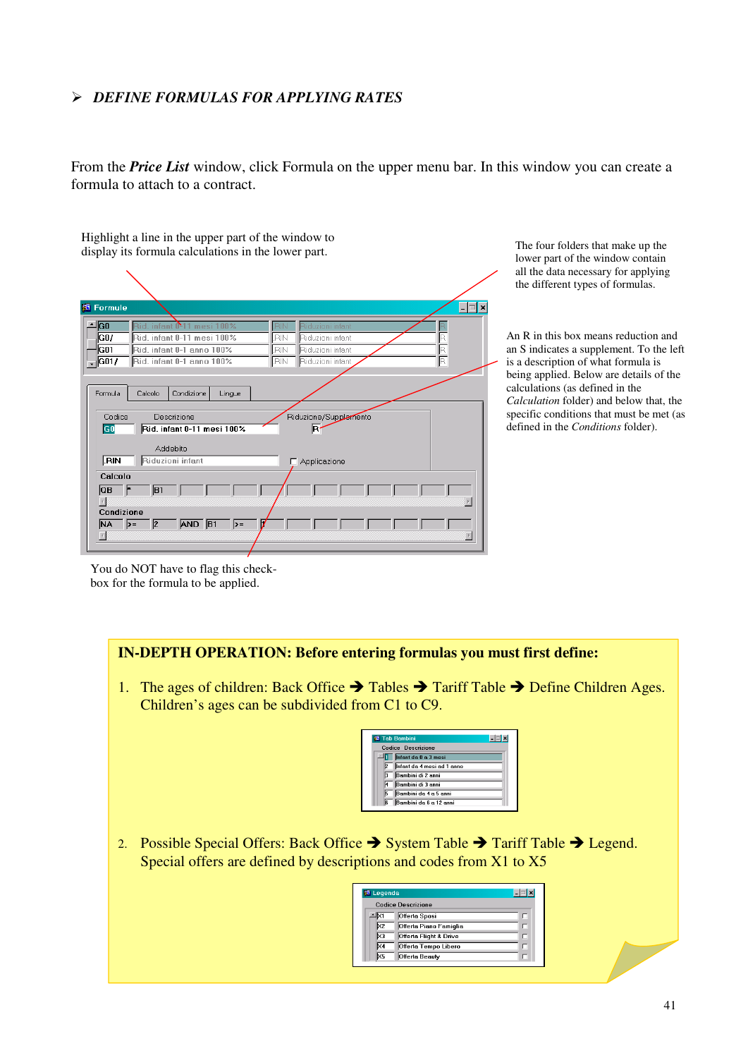## ➢ *DEFINE FORMULAS FOR APPLYING RATES*

From the ***Price List*** window, click Formula on the upper menu bar. In this window you can create a formula to attach to a contract.

Highlight a line in the upper part of the window to display its formula calculations in the lower part.

The four folders that make up the lower part of the window contain all the data necessary for applying the different types of formulas.

An R in this box means reduction and an S indicates a supplement. To the left is a description of what formula is being applied. Below are details of the calculations (as defined in the *Calculation* folder) and below that, the specific conditions that must be met (as defined in the *Conditions* folder).

You do NOT have to flag this check-box for the formula to be applied.

**IN-DEPTH OPERATION: Before entering formulas you must first define:**

1. The ages of children: Back Office ➔ Tables ➔ Tariff Table ➔ Define Children Ages. Children's ages can be subdivided from C1 to C9.

2. Possible Special Offers: Back Office ➔ System Table ➔ Tariff Table ➔ Legend. Special offers are defined by descriptions and codes from X1 to X5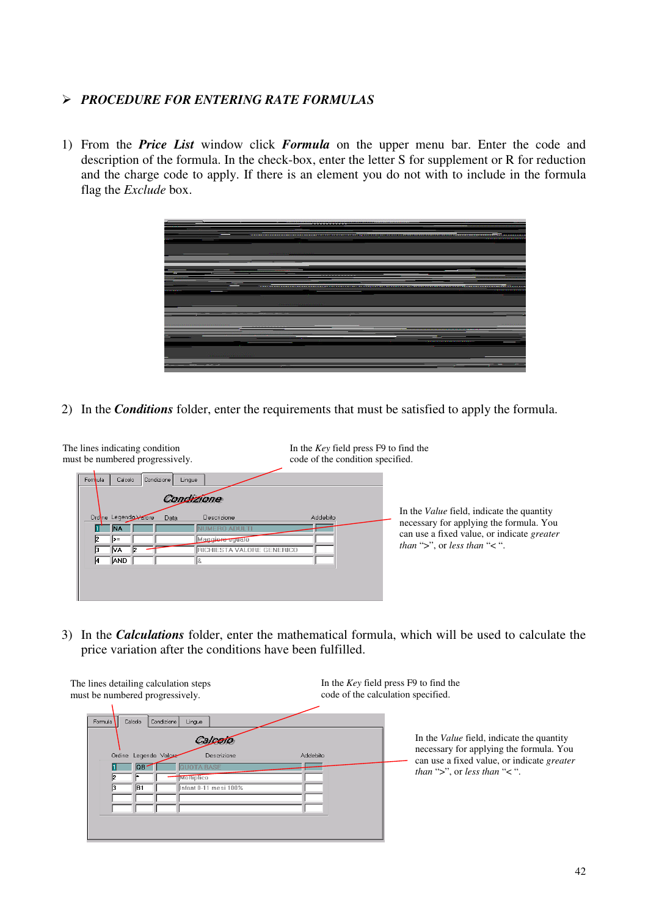## ➢ *PROCEDURE FOR ENTERING RATE FORMULAS*

1) From the ***Price List*** window click ***Formula*** on the upper menu bar. Enter the code and description of the formula. In the check-box, enter the letter S for supplement or R for reduction and the charge code to apply. If there is an element you do not with to include in the formula flag the *Exclude* box.

2) In the ***Conditions*** folder, enter the requirements that must be satisfied to apply the formula.

The lines indicating condition must be numbered progressively.

In the *Key* field press F9 to find the code of the condition specified.

In the *Value* field, indicate the quantity necessary for applying the formula. You can use a fixed value, or indicate *greater than* ">", or *less than* "< ".

3) In the ***Calculations*** folder, enter the mathematical formula, which will be used to calculate the price variation after the conditions have been fulfilled.

The lines detailing calculation steps must be numbered progressively.

In the *Key* field press F9 to find the code of the calculation specified.

In the *Value* field, indicate the quantity necessary for applying the formula. You can use a fixed value, or indicate *greater than* ">", or *less than* "< ".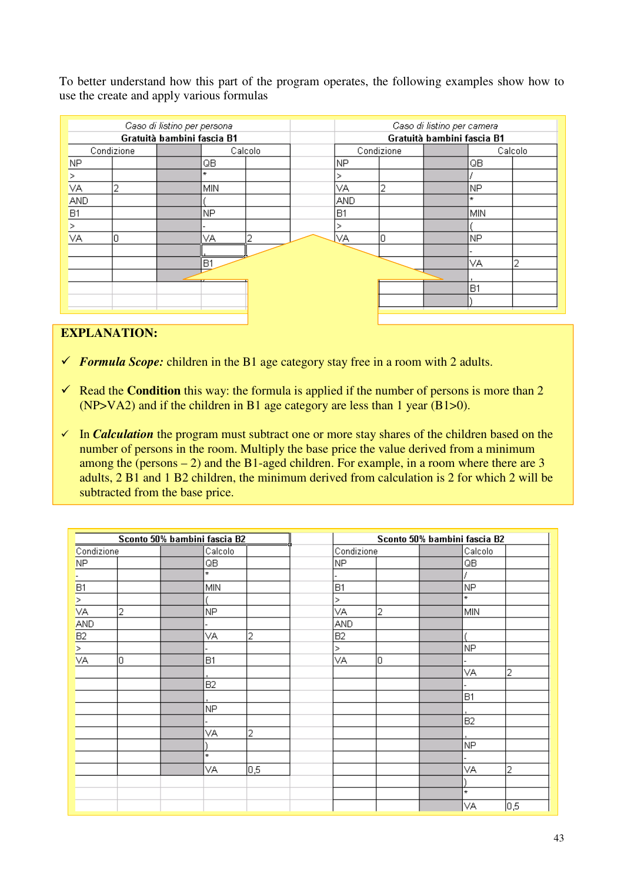To better understand how this part of the program operates, the following examples show how to use the create and apply various formulas

| Caso di listino per persona | | | | |
|---|---|---|---|---|
| **Gratuità bambini fascia B1** | | | | |
| Condizione | | | Calcolo | |
| NP | | | QB | |
| > | | | * | |
| VA | 2 | | MIN | |
| AND | | | ( | |
| B1 | | | NP | |
| > | | | - | |
| VA | 0 | | VA | 2 |
| | | | , | |
| | | | B1 | |
| | | | ) | |

| Caso di listino per camera | | | | |
|---|---|---|---|---|
| **Gratuità bambini fascia B1** | | | | |
| Condizione | | | Calcolo | |
| NP | | | QB | |
| > | | | / | |
| VA | 2 | | NP | |
| AND | | | * | |
| B1 | | | MIN | |
| > | | | ( | |
| VA | 0 | | NP | |
| | | | - | |
| | | | VA | 2 |
| | | | , | |
| | | | B1 | |
| | | | ) | |

**EXPLANATION:**

- ✓ ***Formula Scope:*** children in the B1 age category stay free in a room with 2 adults.
- ✓ Read the **Condition** this way: the formula is applied if the number of persons is more than 2 (NP>VA2) and if the children in B1 age category are less than 1 year (B1>0).
- ✓ In ***Calculation*** the program must subtract one or more stay shares of the children based on the number of persons in the room. Multiply the base price the value derived from a minimum among the (persons – 2) and the B1-aged children. For example, in a room where there are 3 adults, 2 B1 and 1 B2 children, the minimum derived from calculation is 2 for which 2 will be subtracted from the base price.

| **Sconto 50% bambini fascia B2** | | | | |
|---|---|---|---|---|
| Condizione | | | Calcolo | |
| NP | | | QB | |
| - | | | * | |
| B1 | | | MIN | |
| > | | | ( | |
| VA | 2 | | NP | |
| AND | | | - | |
| B2 | | | VA | 2 |
| > | | | - | |
| VA | 0 | | B1 | |
| | | | , | |
| | | | B2 | |
| | | | , | |
| | | | NP | |
| | | | - | |
| | | | VA | 2 |
| | | | ) | |
| | | | * | |
| | | | VA | 0,5 |

| **Sconto 50% bambini fascia B2** | | | | |
|---|---|---|---|---|
| Condizione | | | Calcolo | |
| NP | | | QB | |
| - | | | / | |
| B1 | | | NP | |
| > | | | * | |
| VA | 2 | | MIN | |
| AND | | | | |
| B2 | | | ( | |
| > | | | NP | |
| VA | 0 | | - | |
| | | | VA | 2 |
| | | | - | |
| | | | B1 | |
| | | | , | |
| | | | B2 | |
| | | | , | |
| | | | NP | |
| | | | - | |
| | | | VA | 2 |
| | | | ) | |
| | | | * | |
| | | | VA | 0,5 |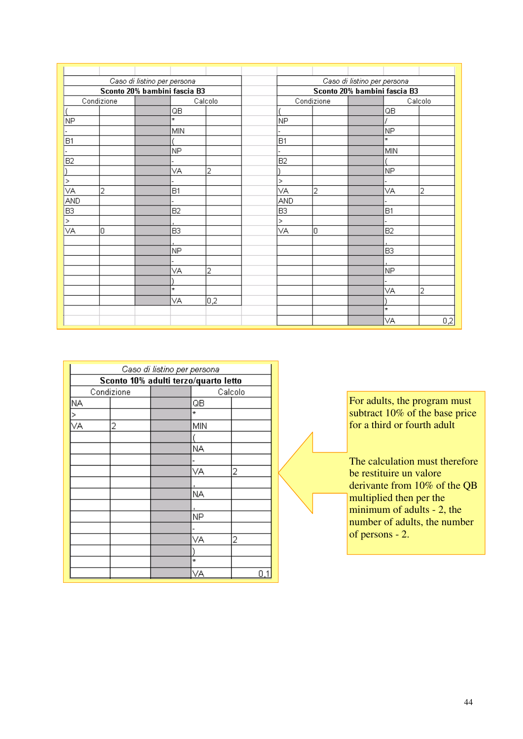| *Caso di listino per persona* | | | | |
|---|---|---|---|---|
| **Sconto 20% bambini fascia B3** | | | | |
| Condizione | | | Calcolo | |
| ( | | | QB | |
| NP | | | * | |
| - | | | MIN | |
| B1 | | | ( | |
| - | | | NP | |
| B2 | | | - | |
| ) | | | VA | 2 |
| > | | | - | |
| VA | 2 | | B1 | |
| AND | | | - | |
| B3 | | | B2 | |
| > | | | , | |
| VA | 0 | | B3 | |
| | | | , | |
| | | | NP | |
| | | | - | |
| | | | VA | 2 |
| | | | ) | |
| | | | * | |
| | | | VA | 0,2 |

| *Caso di listino per persona* | | | | |
|---|---|---|---|---|
| **Sconto 20% bambini fascia B3** | | | | |
| Condizione | | | Calcolo | |
| ( | | | QB | |
| NP | | | / | |
| - | | | NP | |
| B1 | | | * | |
| - | | | MIN | |
| B2 | | | ( | |
| ) | | | NP | |
| > | | | - | |
| VA | 2 | | VA | 2 |
| AND | | | - | |
| B3 | | | B1 | |
| > | | | - | |
| VA | 0 | | B2 | |
| | | | , | |
| | | | B3 | |
| | | | , | |
| | | | NP | |
| | | | - | |
| | | | VA | 2 |
| | | | ) | |
| | | | * | |
| | | | VA | 0,2 |

| *Caso di listino per persona* | | | | |
|---|---|---|---|---|
| **Sconto 10% adulti terzo/quarto letto** | | | | |
| Condizione | | | Calcolo | |
| NA | | | QB | |
| > | | | * | |
| VA | 2 | | MIN | |
| | | | ( | |
| | | | NA | |
| | | | - | |
| | | | VA | 2 |
| | | | , | |
| | | | NA | |
| | | | , | |
| | | | NP | |
| | | | - | |
| | | | VA | 2 |
| | | | ) | |
| | | | * | |
| | | | VA | 0,1 |

For adults, the program must subtract 10% of the base price for a third or fourth adult

The calculation must therefore be restituire un valore derivante from 10% of the QB multiplied then per the minimum of adults - 2, the number of adults, the number of persons - 2.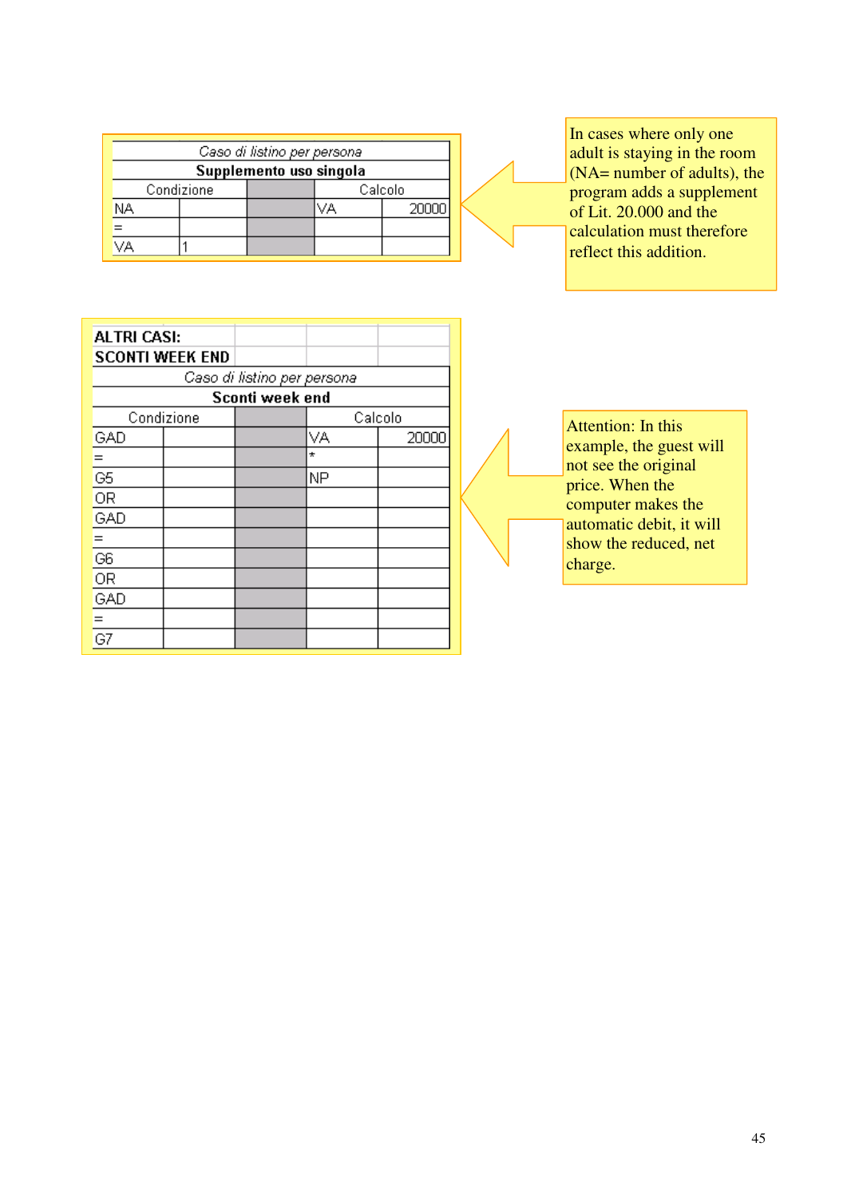| | | | | |
|---|---|---|---|---|
| *Caso di listino per persona* | | | | |
| **Supplemento uso singola** | | | | |
| Condizione | | | Calcolo | |
| NA | | | VA | 20000 |
| = | | | | |
| VA | 1 | | | |

In cases where only one adult is staying in the room (NA= number of adults), the program adds a supplement of Lit. 20.000 and the calculation must therefore reflect this addition.

| | | | |
|---|---|---|---|
| **ALTRI CASI:** | | | |
| **SCONTI WEEK END** | | | |

| | | | | |
|---|---|---|---|---|
| *Caso di listino per persona* | | | | |
| **Sconti week end** | | | | |
| Condizione | | | Calcolo | |
| GAD | | | VA | 20000 |
| = | | | * | |
| G5 | | | NP | |
| OR | | | | |
| GAD | | | | |
| = | | | | |
| G6 | | | | |
| OR | | | | |
| GAD | | | | |
| = | | | | |
| G7 | | | | |

Attention: In this example, the guest will not see the original price. When the computer makes the automatic debit, it will show the reduced, net charge.